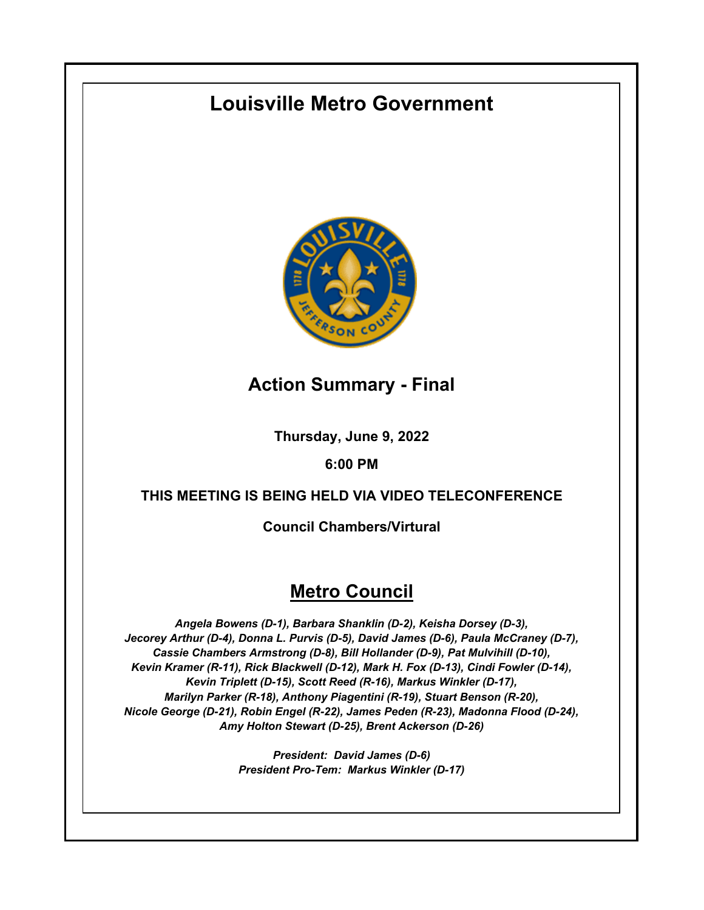# Louisville Metro Government

## Action Summary - Final

**Thursday, June 9, 2022**

**6:00 PM**

**THIS MEETING IS BEING HELD VIA VIDEO TELECONFERENCE**

**Council Chambers/Virtural**

## Metro Council

*Angela Bowens (D-1), Barbara Shanklin (D-2), Keisha Dorsey (D-3), Jecorey Arthur (D-4), Donna L. Purvis (D-5), David James (D-6), Paula McCraney (D-7), Cassie Chambers Armstrong (D-8), Bill Hollander (D-9), Pat Mulvihill (D-10), Kevin Kramer (R-11), Rick Blackwell (D-12), Mark H. Fox (D-13), Cindi Fowler (D-14), Kevin Triplett (D-15), Scott Reed (R-16), Markus Winkler (D-17), Marilyn Parker (R-18), Anthony Piagentini (R-19), Stuart Benson (R-20), Nicole George (D-21), Robin Engel (R-22), James Peden (R-23), Madonna Flood (D-24), Amy Holton Stewart (D-25), Brent Ackerson (D-26)*

*President: David James (D-6)*
*President Pro-Tem: Markus Winkler (D-17)*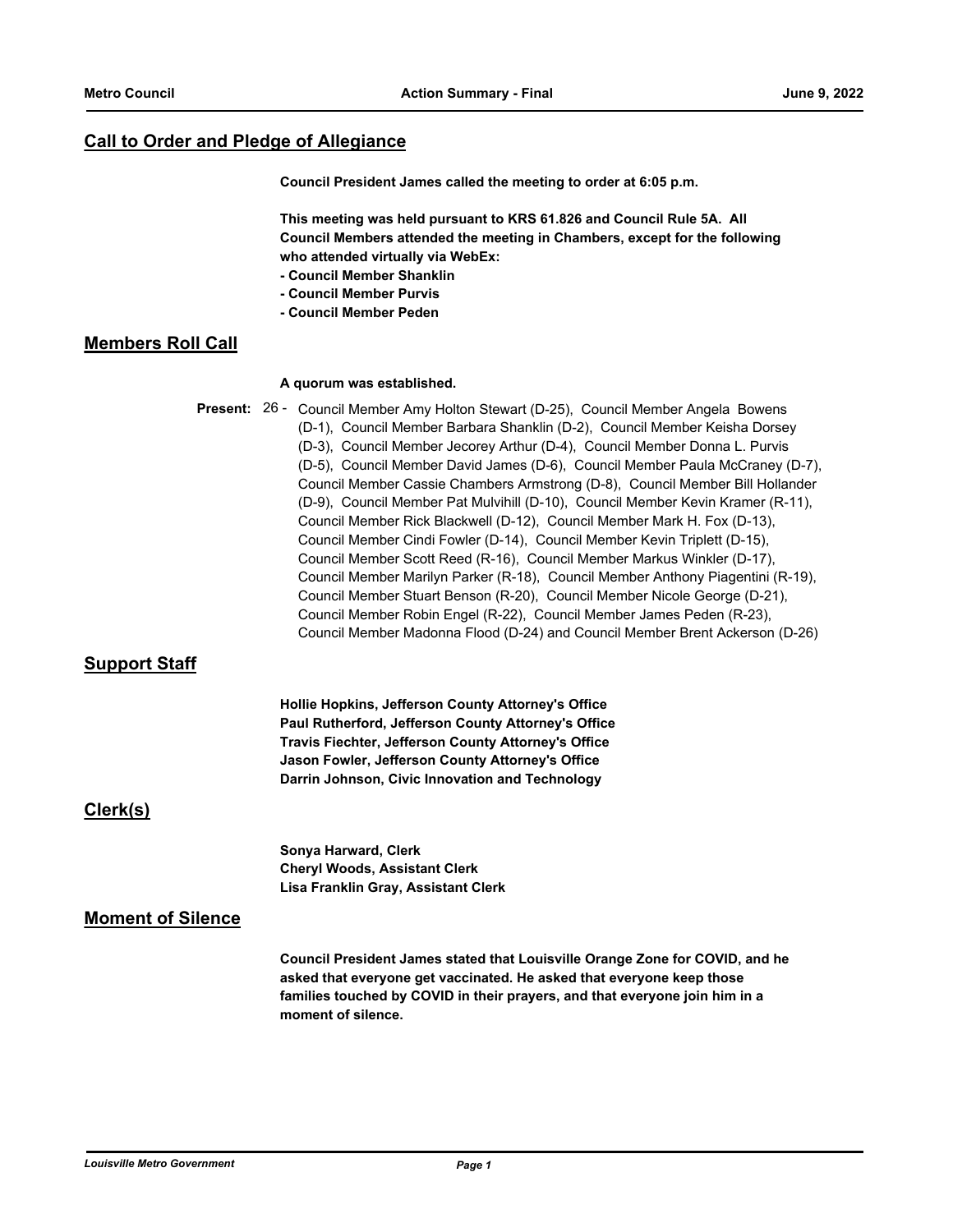## Call to Order and Pledge of Allegiance

**Council President James called the meeting to order at 6:05 p.m.**

**This meeting was held pursuant to KRS 61.826 and Council Rule 5A. All Council Members attended the meeting in Chambers, except for the following who attended virtually via WebEx:**
**- Council Member Shanklin**
**- Council Member Purvis**
**- Council Member Peden**

## Members Roll Call

**A quorum was established.**

**Present:** 26 - Council Member Amy Holton Stewart (D-25), Council Member Angela Bowens (D-1), Council Member Barbara Shanklin (D-2), Council Member Keisha Dorsey (D-3), Council Member Jecorey Arthur (D-4), Council Member Donna L. Purvis (D-5), Council Member David James (D-6), Council Member Paula McCraney (D-7), Council Member Cassie Chambers Armstrong (D-8), Council Member Bill Hollander (D-9), Council Member Pat Mulvihill (D-10), Council Member Kevin Kramer (R-11), Council Member Rick Blackwell (D-12), Council Member Mark H. Fox (D-13), Council Member Cindi Fowler (D-14), Council Member Kevin Triplett (D-15), Council Member Scott Reed (R-16), Council Member Markus Winkler (D-17), Council Member Marilyn Parker (R-18), Council Member Anthony Piagentini (R-19), Council Member Stuart Benson (R-20), Council Member Nicole George (D-21), Council Member Robin Engel (R-22), Council Member James Peden (R-23), Council Member Madonna Flood (D-24) and Council Member Brent Ackerson (D-26)

## Support Staff

**Hollie Hopkins, Jefferson County Attorney's Office**
**Paul Rutherford, Jefferson County Attorney's Office**
**Travis Fiechter, Jefferson County Attorney's Office**
**Jason Fowler, Jefferson County Attorney's Office**
**Darrin Johnson, Civic Innovation and Technology**

## Clerk(s)

**Sonya Harward, Clerk**
**Cheryl Woods, Assistant Clerk**
**Lisa Franklin Gray, Assistant Clerk**

## Moment of Silence

**Council President James stated that Louisville Orange Zone for COVID, and he asked that everyone get vaccinated. He asked that everyone keep those families touched by COVID in their prayers, and that everyone join him in a moment of silence.**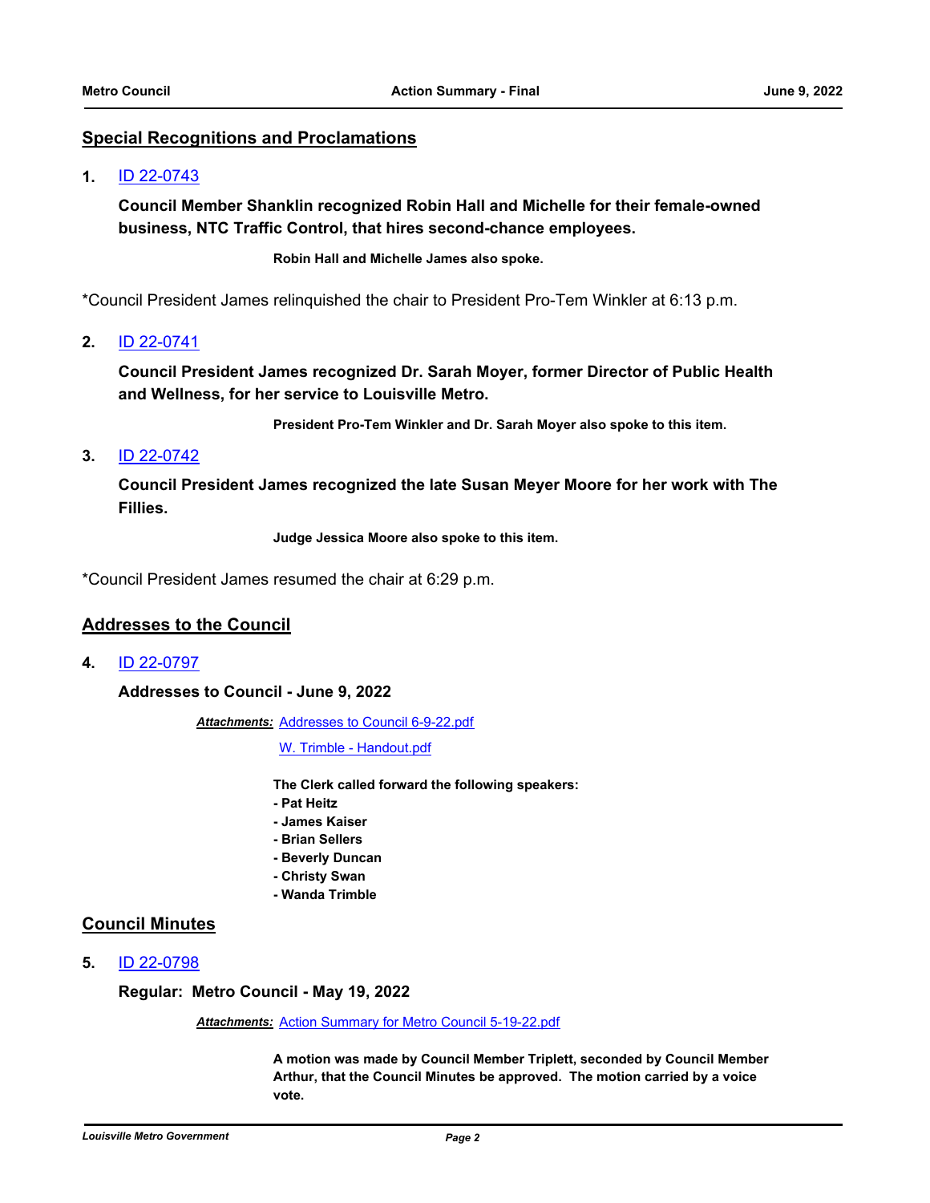## Special Recognitions and Proclamations

**1.** [ID 22-0743](#)

**Council Member Shanklin recognized Robin Hall and Michelle for their female-owned business, NTC Traffic Control, that hires second-chance employees.**

**Robin Hall and Michelle James also spoke.**

*Council President James relinquished the chair to President Pro-Tem Winkler at 6:13 p.m.

**2.** [ID 22-0741](#)

**Council President James recognized Dr. Sarah Moyer, former Director of Public Health and Wellness, for her service to Louisville Metro.**

**President Pro-Tem Winkler and Dr. Sarah Moyer also spoke to this item.**

**3.** [ID 22-0742](#)

**Council President James recognized the late Susan Meyer Moore for her work with The Fillies.**

**Judge Jessica Moore also spoke to this item.**

*Council President James resumed the chair at 6:29 p.m.

## Addresses to the Council

**4.** [ID 22-0797](#)

**Addresses to Council - June 9, 2022**

***Attachments:*** [Addresses to Council 6-9-22.pdf](#)
[W. Trimble - Handout.pdf](#)

**The Clerk called forward the following speakers:**
**- Pat Heitz**
**- James Kaiser**
**- Brian Sellers**
**- Beverly Duncan**
**- Christy Swan**
**- Wanda Trimble**

## Council Minutes

**5.** [ID 22-0798](#)

**Regular: Metro Council - May 19, 2022**

***Attachments:*** [Action Summary for Metro Council 5-19-22.pdf](#)

**A motion was made by Council Member Triplett, seconded by Council Member Arthur, that the Council Minutes be approved. The motion carried by a voice vote.**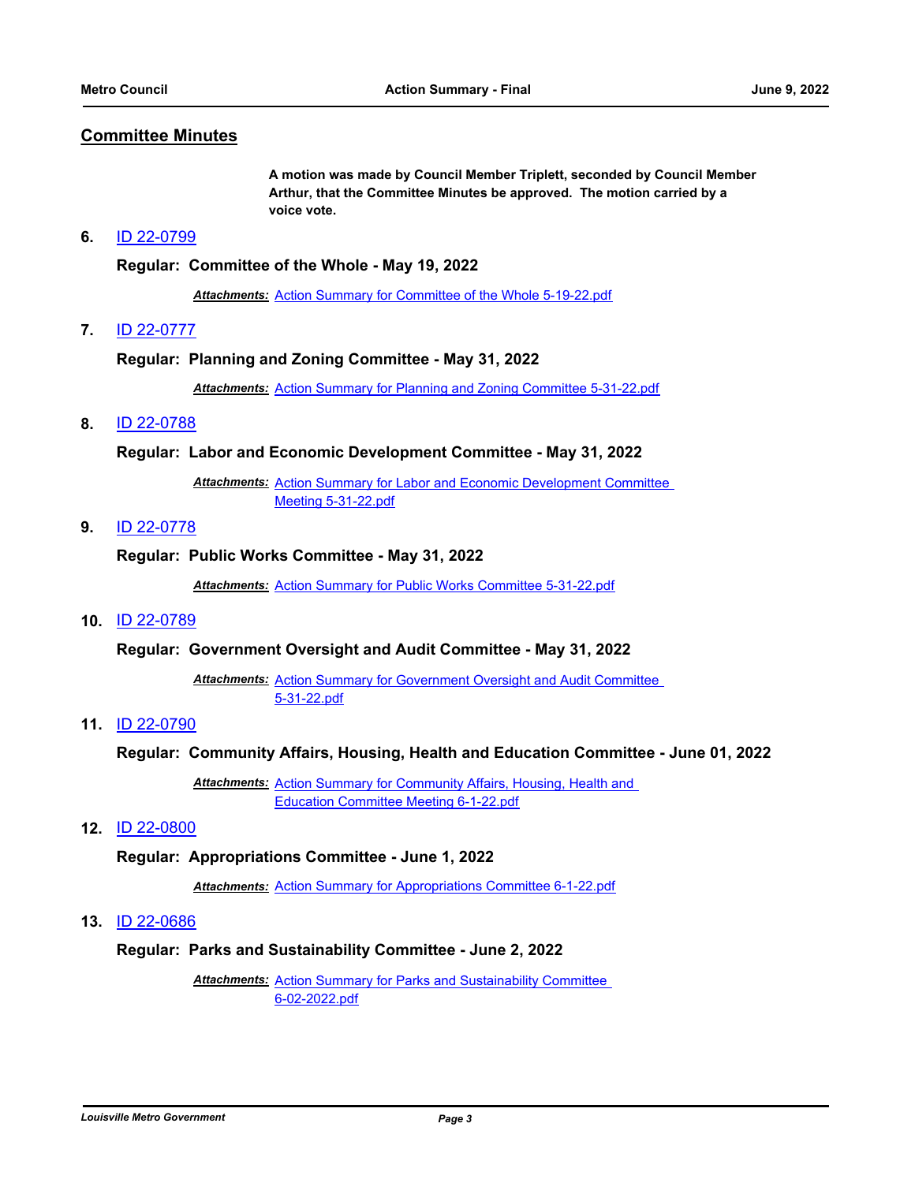## Committee Minutes

**A motion was made by Council Member Triplett, seconded by Council Member Arthur, that the Committee Minutes be approved. The motion carried by a voice vote.**

**6.** ID 22-0799

**Regular: Committee of the Whole - May 19, 2022**

***Attachments:*** Action Summary for Committee of the Whole 5-19-22.pdf

**7.** ID 22-0777

**Regular: Planning and Zoning Committee - May 31, 2022**

***Attachments:*** Action Summary for Planning and Zoning Committee 5-31-22.pdf

**8.** ID 22-0788

**Regular: Labor and Economic Development Committee - May 31, 2022**

***Attachments:*** Action Summary for Labor and Economic Development Committee Meeting 5-31-22.pdf

**9.** ID 22-0778

**Regular: Public Works Committee - May 31, 2022**

***Attachments:*** Action Summary for Public Works Committee 5-31-22.pdf

**10.** ID 22-0789

**Regular: Government Oversight and Audit Committee - May 31, 2022**

***Attachments:*** Action Summary for Government Oversight and Audit Committee 5-31-22.pdf

**11.** ID 22-0790

**Regular: Community Affairs, Housing, Health and Education Committee - June 01, 2022**

***Attachments:*** Action Summary for Community Affairs, Housing, Health and Education Committee Meeting 6-1-22.pdf

**12.** ID 22-0800

**Regular: Appropriations Committee - June 1, 2022**

***Attachments:*** Action Summary for Appropriations Committee 6-1-22.pdf

**13.** ID 22-0686

**Regular: Parks and Sustainability Committee - June 2, 2022**

***Attachments:*** Action Summary for Parks and Sustainability Committee 6-02-2022.pdf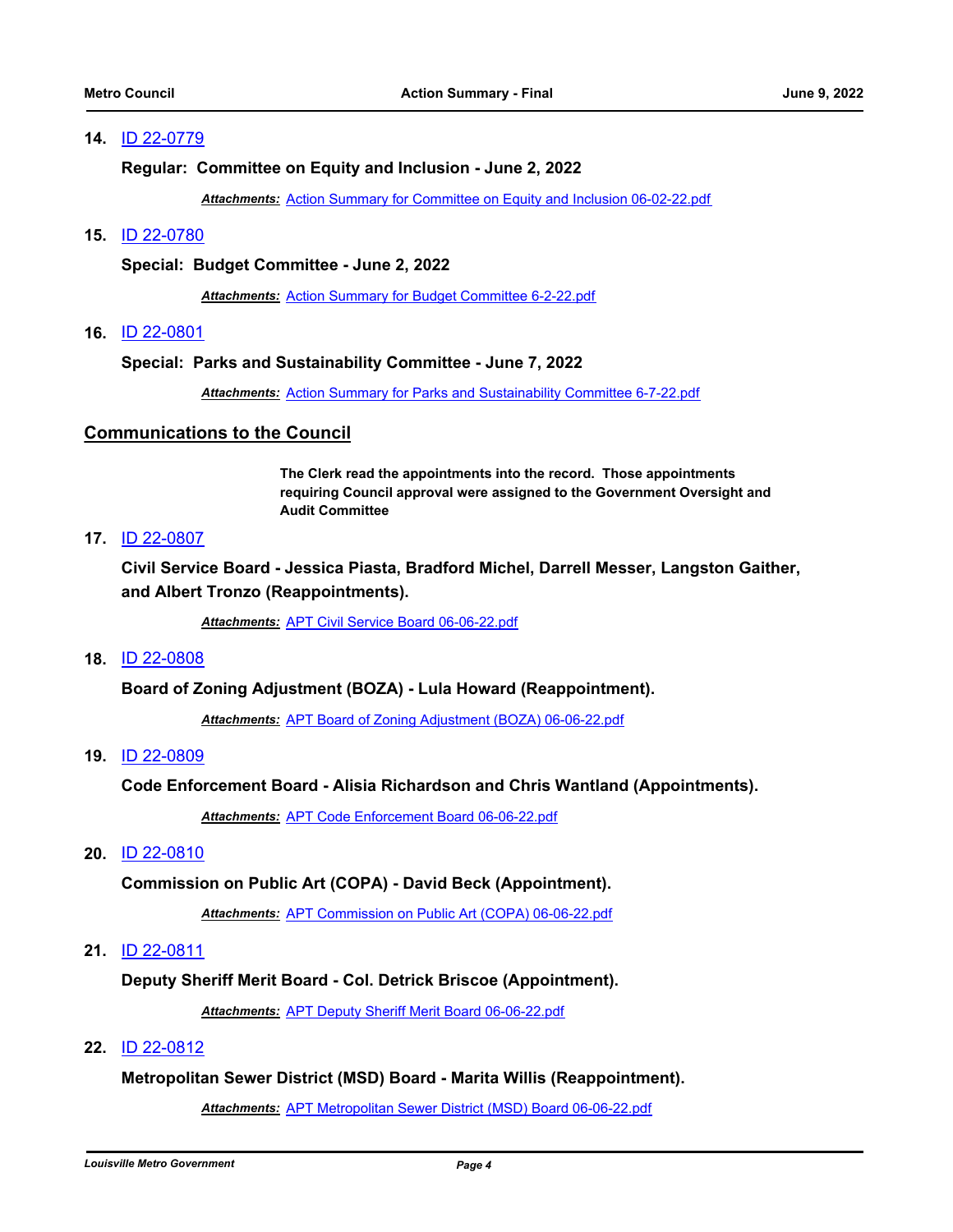**14.** ID 22-0779

**Regular: Committee on Equity and Inclusion - June 2, 2022**

***Attachments:*** Action Summary for Committee on Equity and Inclusion 06-02-22.pdf

**15.** ID 22-0780

**Special: Budget Committee - June 2, 2022**

***Attachments:*** Action Summary for Budget Committee 6-2-22.pdf

**16.** ID 22-0801

**Special: Parks and Sustainability Committee - June 7, 2022**

***Attachments:*** Action Summary for Parks and Sustainability Committee 6-7-22.pdf

## Communications to the Council

**The Clerk read the appointments into the record. Those appointments requiring Council approval were assigned to the Government Oversight and Audit Committee**

**17.** ID 22-0807

**Civil Service Board - Jessica Piasta, Bradford Michel, Darrell Messer, Langston Gaither, and Albert Tronzo (Reappointments).**

***Attachments:*** APT Civil Service Board 06-06-22.pdf

**18.** ID 22-0808

**Board of Zoning Adjustment (BOZA) - Lula Howard (Reappointment).**

***Attachments:*** APT Board of Zoning Adjustment (BOZA) 06-06-22.pdf

**19.** ID 22-0809

**Code Enforcement Board - Alisia Richardson and Chris Wantland (Appointments).**

***Attachments:*** APT Code Enforcement Board 06-06-22.pdf

**20.** ID 22-0810

**Commission on Public Art (COPA) - David Beck (Appointment).**

***Attachments:*** APT Commission on Public Art (COPA) 06-06-22.pdf

**21.** ID 22-0811

**Deputy Sheriff Merit Board - Col. Detrick Briscoe (Appointment).**

***Attachments:*** APT Deputy Sheriff Merit Board 06-06-22.pdf

**22.** ID 22-0812

**Metropolitan Sewer District (MSD) Board - Marita Willis (Reappointment).**

***Attachments:*** APT Metropolitan Sewer District (MSD) Board 06-06-22.pdf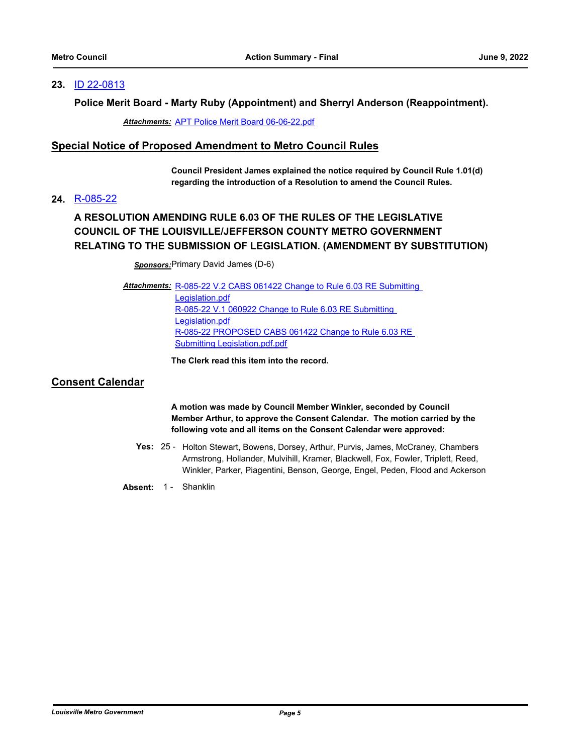**23.** ID 22-0813

**Police Merit Board - Marty Ruby (Appointment) and Sherryl Anderson (Reappointment).**

***Attachments:*** APT Police Merit Board 06-06-22.pdf

## Special Notice of Proposed Amendment to Metro Council Rules

**Council President James explained the notice required by Council Rule 1.01(d) regarding the introduction of a Resolution to amend the Council Rules.**

**24.** R-085-22

### A RESOLUTION AMENDING RULE 6.03 OF THE RULES OF THE LEGISLATIVE COUNCIL OF THE LOUISVILLE/JEFFERSON COUNTY METRO GOVERNMENT RELATING TO THE SUBMISSION OF LEGISLATION. (AMENDMENT BY SUBSTITUTION)

***Sponsors:*** Primary David James (D-6)

***Attachments:*** R-085-22 V.2 CABS 061422 Change to Rule 6.03 RE Submitting Legislation.pdf
R-085-22 V.1 060922 Change to Rule 6.03 RE Submitting Legislation.pdf
R-085-22 PROPOSED CABS 061422 Change to Rule 6.03 RE Submitting Legislation.pdf.pdf

**The Clerk read this item into the record.**

## Consent Calendar

**A motion was made by Council Member Winkler, seconded by Council Member Arthur, to approve the Consent Calendar. The motion carried by the following vote and all items on the Consent Calendar were approved:**

**Yes:** 25 - Holton Stewart, Bowens, Dorsey, Arthur, Purvis, James, McCraney, Chambers Armstrong, Hollander, Mulvihill, Kramer, Blackwell, Fox, Fowler, Triplett, Reed, Winkler, Parker, Piagentini, Benson, George, Engel, Peden, Flood and Ackerson

**Absent:** 1 - Shanklin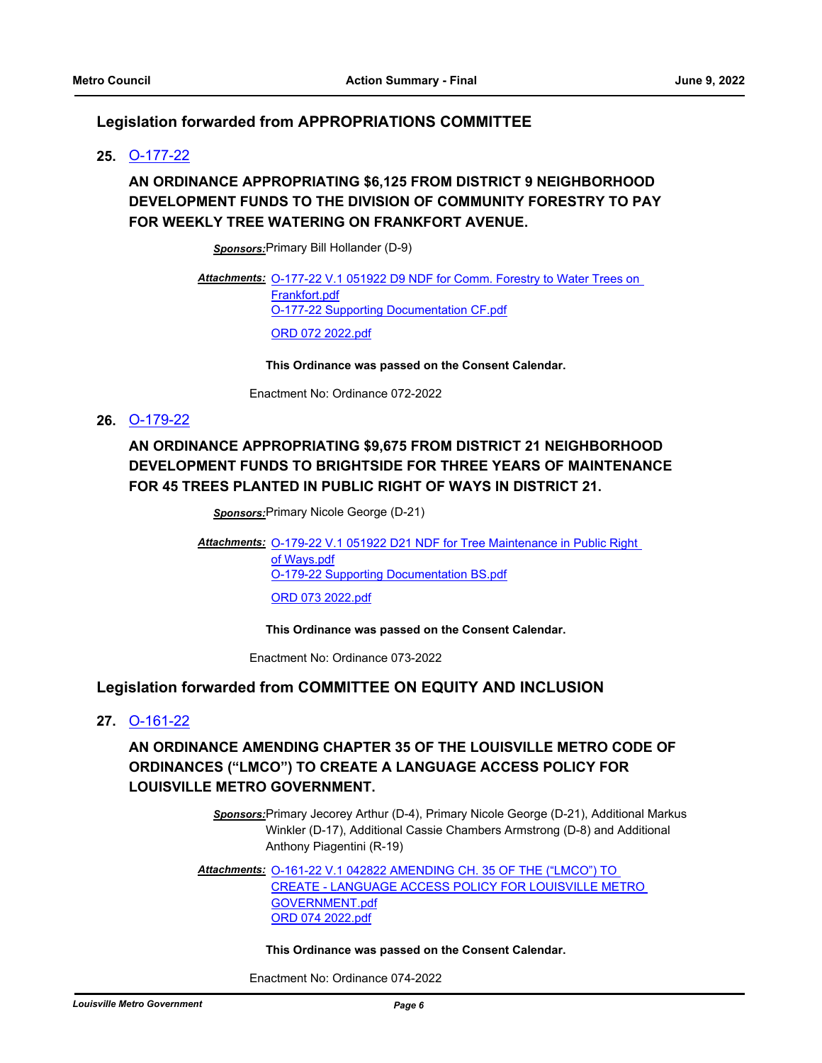## Legislation forwarded from APPROPRIATIONS COMMITTEE

**25.** [O-177-22]

### AN ORDINANCE APPROPRIATING $6,125 FROM DISTRICT 9 NEIGHBORHOOD DEVELOPMENT FUNDS TO THE DIVISION OF COMMUNITY FORESTRY TO PAY FOR WEEKLY TREE WATERING ON FRANKFORT AVENUE.

***Sponsors:*** Primary Bill Hollander (D-9)

***Attachments:*** O-177-22 V.1 051922 D9 NDF for Comm. Forestry to Water Trees on Frankfort.pdf
O-177-22 Supporting Documentation CF.pdf
ORD 072 2022.pdf

**This Ordinance was passed on the Consent Calendar.**

Enactment No: Ordinance 072-2022

**26.** [O-179-22]

### AN ORDINANCE APPROPRIATING $9,675 FROM DISTRICT 21 NEIGHBORHOOD DEVELOPMENT FUNDS TO BRIGHTSIDE FOR THREE YEARS OF MAINTENANCE FOR 45 TREES PLANTED IN PUBLIC RIGHT OF WAYS IN DISTRICT 21.

***Sponsors:*** Primary Nicole George (D-21)

***Attachments:*** O-179-22 V.1 051922 D21 NDF for Tree Maintenance in Public Right of Ways.pdf
O-179-22 Supporting Documentation BS.pdf
ORD 073 2022.pdf

**This Ordinance was passed on the Consent Calendar.**

Enactment No: Ordinance 073-2022

## Legislation forwarded from COMMITTEE ON EQUITY AND INCLUSION

**27.** [O-161-22]

### AN ORDINANCE AMENDING CHAPTER 35 OF THE LOUISVILLE METRO CODE OF ORDINANCES (“LMCO”) TO CREATE A LANGUAGE ACCESS POLICY FOR LOUISVILLE METRO GOVERNMENT.

***Sponsors:*** Primary Jecorey Arthur (D-4), Primary Nicole George (D-21), Additional Markus Winkler (D-17), Additional Cassie Chambers Armstrong (D-8) and Additional Anthony Piagentini (R-19)

***Attachments:*** O-161-22 V.1 042822 AMENDING CH. 35 OF THE (“LMCO”) TO CREATE - LANGUAGE ACCESS POLICY FOR LOUISVILLE METRO GOVERNMENT.pdf
ORD 074 2022.pdf

**This Ordinance was passed on the Consent Calendar.**

Enactment No: Ordinance 074-2022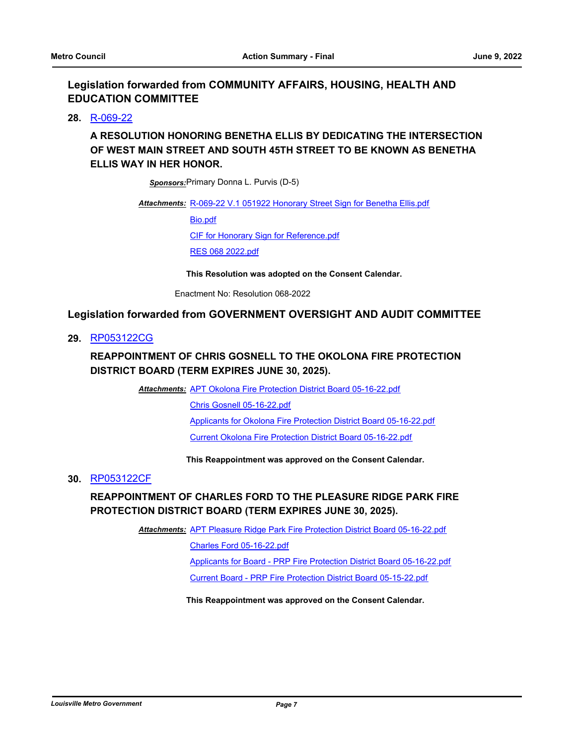## Legislation forwarded from COMMUNITY AFFAIRS, HOUSING, HEALTH AND EDUCATION COMMITTEE

**28.** R-069-22

**A RESOLUTION HONORING BENETHA ELLIS BY DEDICATING THE INTERSECTION OF WEST MAIN STREET AND SOUTH 45TH STREET TO BE KNOWN AS BENETHA ELLIS WAY IN HER HONOR.**

***Sponsors:*** Primary Donna L. Purvis (D-5)

***Attachments:*** R-069-22 V.1 051922 Honorary Street Sign for Benetha Ellis.pdf
Bio.pdf
CIF for Honorary Sign for Reference.pdf
RES 068 2022.pdf

**This Resolution was adopted on the Consent Calendar.**

Enactment No: Resolution 068-2022

## Legislation forwarded from GOVERNMENT OVERSIGHT AND AUDIT COMMITTEE

**29.** RP053122CG

**REAPPOINTMENT OF CHRIS GOSNELL TO THE OKOLONA FIRE PROTECTION DISTRICT BOARD (TERM EXPIRES JUNE 30, 2025).**

***Attachments:*** APT Okolona Fire Protection District Board 05-16-22.pdf
Chris Gosnell 05-16-22.pdf
Applicants for Okolona Fire Protection District Board 05-16-22.pdf
Current Okolona Fire Protection District Board 05-16-22.pdf

**This Reappointment was approved on the Consent Calendar.**

**30.** RP053122CF

**REAPPOINTMENT OF CHARLES FORD TO THE PLEASURE RIDGE PARK FIRE PROTECTION DISTRICT BOARD (TERM EXPIRES JUNE 30, 2025).**

***Attachments:*** APT Pleasure Ridge Park Fire Protection District Board 05-16-22.pdf
Charles Ford 05-16-22.pdf
Applicants for Board - PRP Fire Protection District Board 05-16-22.pdf
Current Board - PRP Fire Protection District Board 05-15-22.pdf

**This Reappointment was approved on the Consent Calendar.**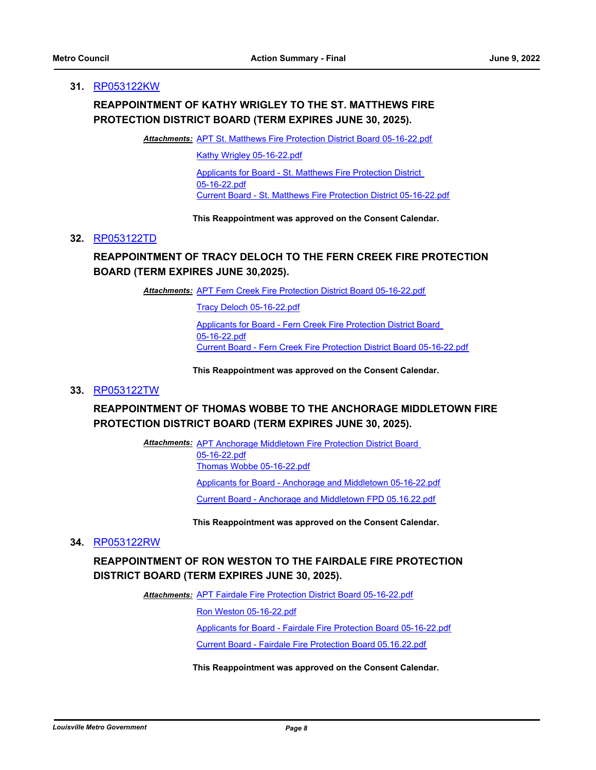**31.** RP053122KW

**REAPPOINTMENT OF KATHY WRIGLEY TO THE ST. MATTHEWS FIRE PROTECTION DISTRICT BOARD (TERM EXPIRES JUNE 30, 2025).**

***Attachments:*** APT St. Matthews Fire Protection District Board 05-16-22.pdf
Kathy Wrigley 05-16-22.pdf
Applicants for Board - St. Matthews Fire Protection District 05-16-22.pdf
Current Board - St. Matthews Fire Protection District 05-16-22.pdf

**This Reappointment was approved on the Consent Calendar.**

**32.** RP053122TD

**REAPPOINTMENT OF TRACY DELOCH TO THE FERN CREEK FIRE PROTECTION BOARD (TERM EXPIRES JUNE 30,2025).**

***Attachments:*** APT Fern Creek Fire Protection District Board 05-16-22.pdf
Tracy Deloch 05-16-22.pdf
Applicants for Board - Fern Creek Fire Protection District Board 05-16-22.pdf
Current Board - Fern Creek Fire Protection District Board 05-16-22.pdf

**This Reappointment was approved on the Consent Calendar.**

**33.** RP053122TW

**REAPPOINTMENT OF THOMAS WOBBE TO THE ANCHORAGE MIDDLETOWN FIRE PROTECTION DISTRICT BOARD (TERM EXPIRES JUNE 30, 2025).**

***Attachments:*** APT Anchorage Middletown Fire Protection District Board 05-16-22.pdf
Thomas Wobbe 05-16-22.pdf
Applicants for Board - Anchorage and Middletown 05-16-22.pdf
Current Board - Anchorage and Middletown FPD 05.16.22.pdf

**This Reappointment was approved on the Consent Calendar.**

**34.** RP053122RW

**REAPPOINTMENT OF RON WESTON TO THE FAIRDALE FIRE PROTECTION DISTRICT BOARD (TERM EXPIRES JUNE 30, 2025).**

***Attachments:*** APT Fairdale Fire Protection District Board 05-16-22.pdf
Ron Weston 05-16-22.pdf
Applicants for Board - Fairdale Fire Protection Board 05-16-22.pdf
Current Board - Fairdale Fire Protection Board 05.16.22.pdf

**This Reappointment was approved on the Consent Calendar.**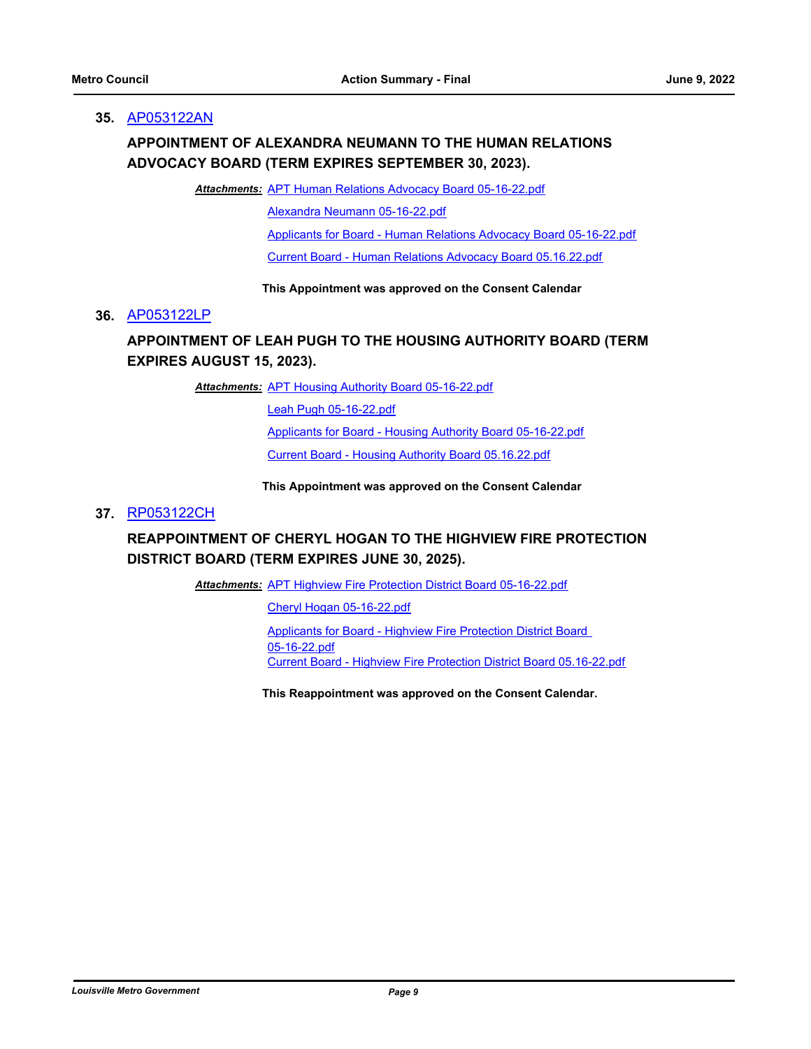**35.** AP053122AN

**APPOINTMENT OF ALEXANDRA NEUMANN TO THE HUMAN RELATIONS ADVOCACY BOARD (TERM EXPIRES SEPTEMBER 30, 2023).**

***Attachments:*** APT Human Relations Advocacy Board 05-16-22.pdf
Alexandra Neumann 05-16-22.pdf
Applicants for Board - Human Relations Advocacy Board 05-16-22.pdf
Current Board - Human Relations Advocacy Board 05.16.22.pdf

**This Appointment was approved on the Consent Calendar**

**36.** AP053122LP

**APPOINTMENT OF LEAH PUGH TO THE HOUSING AUTHORITY BOARD (TERM EXPIRES AUGUST 15, 2023).**

***Attachments:*** APT Housing Authority Board 05-16-22.pdf
Leah Pugh 05-16-22.pdf
Applicants for Board - Housing Authority Board 05-16-22.pdf
Current Board - Housing Authority Board 05.16.22.pdf

**This Appointment was approved on the Consent Calendar**

**37.** RP053122CH

**REAPPOINTMENT OF CHERYL HOGAN TO THE HIGHVIEW FIRE PROTECTION DISTRICT BOARD (TERM EXPIRES JUNE 30, 2025).**

***Attachments:*** APT Highview Fire Protection District Board 05-16-22.pdf
Cheryl Hogan 05-16-22.pdf
Applicants for Board - Highview Fire Protection District Board 05-16-22.pdf
Current Board - Highview Fire Protection District Board 05.16-22.pdf

**This Reappointment was approved on the Consent Calendar.**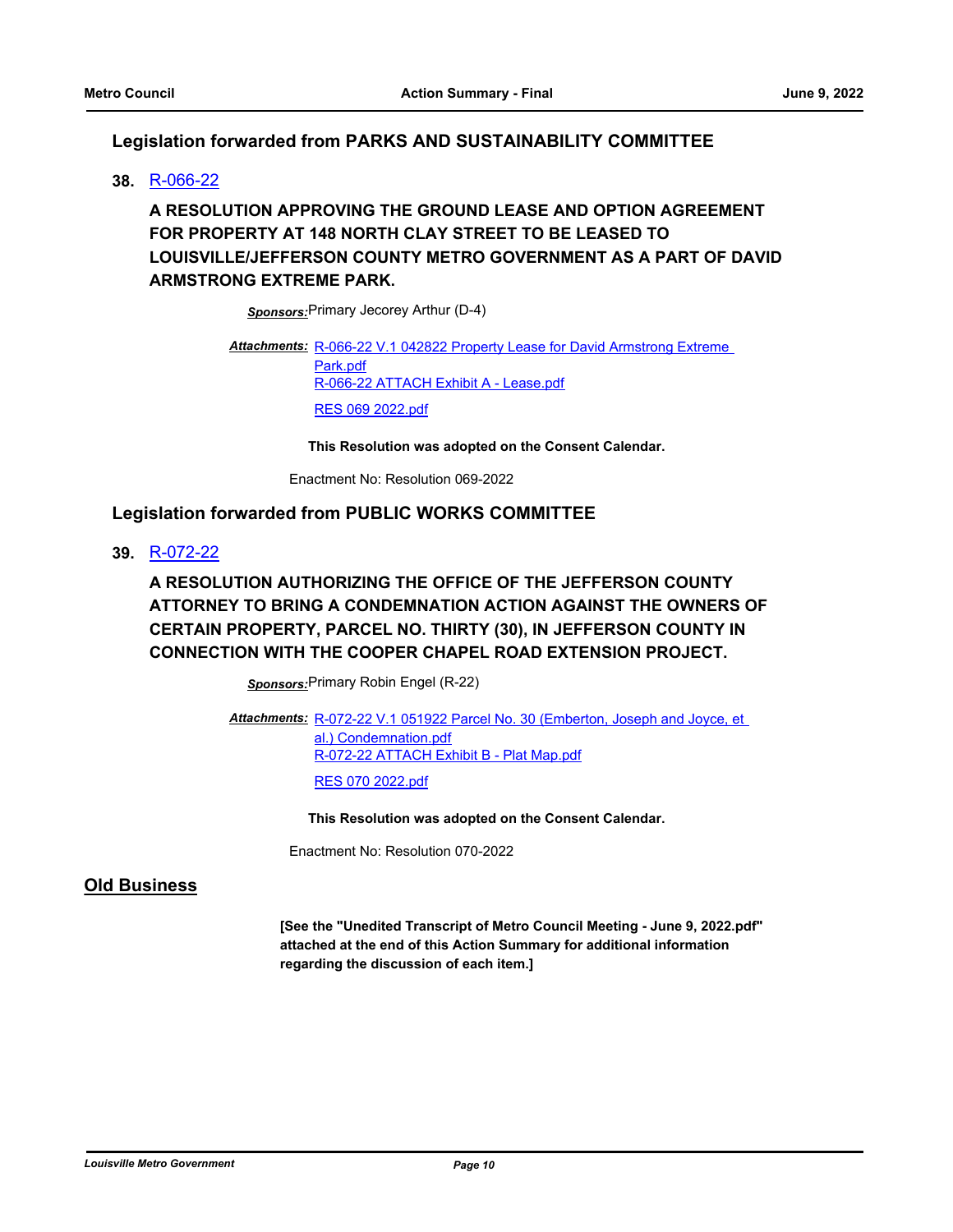## Legislation forwarded from PARKS AND SUSTAINABILITY COMMITTEE

**38.** R-066-22

**A RESOLUTION APPROVING THE GROUND LEASE AND OPTION AGREEMENT FOR PROPERTY AT 148 NORTH CLAY STREET TO BE LEASED TO LOUISVILLE/JEFFERSON COUNTY METRO GOVERNMENT AS A PART OF DAVID ARMSTRONG EXTREME PARK.**

***Sponsors:*** Primary Jecorey Arthur (D-4)

***Attachments:*** R-066-22 V.1 042822 Property Lease for David Armstrong Extreme Park.pdf
R-066-22 ATTACH Exhibit A - Lease.pdf
RES 069 2022.pdf

**This Resolution was adopted on the Consent Calendar.**

Enactment No: Resolution 069-2022

## Legislation forwarded from PUBLIC WORKS COMMITTEE

**39.** R-072-22

**A RESOLUTION AUTHORIZING THE OFFICE OF THE JEFFERSON COUNTY ATTORNEY TO BRING A CONDEMNATION ACTION AGAINST THE OWNERS OF CERTAIN PROPERTY, PARCEL NO. THIRTY (30), IN JEFFERSON COUNTY IN CONNECTION WITH THE COOPER CHAPEL ROAD EXTENSION PROJECT.**

***Sponsors:*** Primary Robin Engel (R-22)

***Attachments:*** R-072-22 V.1 051922 Parcel No. 30 (Emberton, Joseph and Joyce, et al.) Condemnation.pdf
R-072-22 ATTACH Exhibit B - Plat Map.pdf
RES 070 2022.pdf

**This Resolution was adopted on the Consent Calendar.**

Enactment No: Resolution 070-2022

## Old Business

**[See the "Unedited Transcript of Metro Council Meeting - June 9, 2022.pdf" attached at the end of this Action Summary for additional information regarding the discussion of each item.]**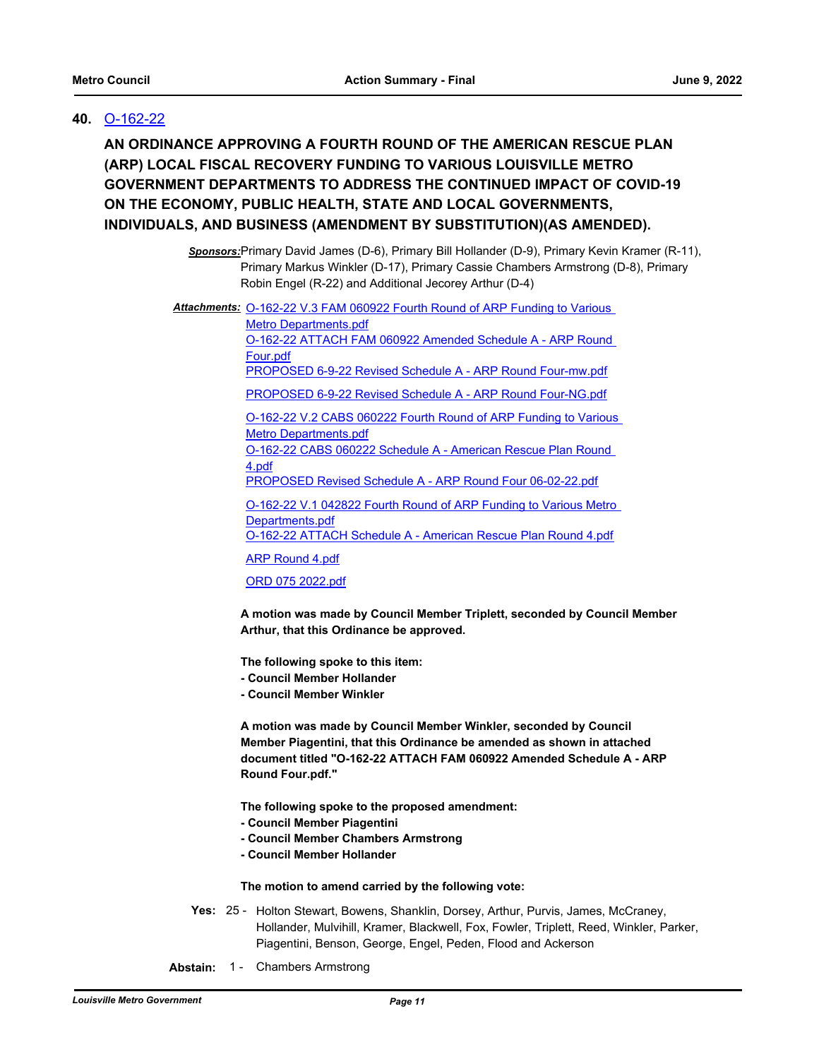## 40. O-162-22

**AN ORDINANCE APPROVING A FOURTH ROUND OF THE AMERICAN RESCUE PLAN (ARP) LOCAL FISCAL RECOVERY FUNDING TO VARIOUS LOUISVILLE METRO GOVERNMENT DEPARTMENTS TO ADDRESS THE CONTINUED IMPACT OF COVID-19 ON THE ECONOMY, PUBLIC HEALTH, STATE AND LOCAL GOVERNMENTS, INDIVIDUALS, AND BUSINESS (AMENDMENT BY SUBSTITUTION)(AS AMENDED).**

***Sponsors:*** Primary David James (D-6), Primary Bill Hollander (D-9), Primary Kevin Kramer (R-11), Primary Markus Winkler (D-17), Primary Cassie Chambers Armstrong (D-8), Primary Robin Engel (R-22) and Additional Jecorey Arthur (D-4)

***Attachments:***
- O-162-22 V.3 FAM 060922 Fourth Round of ARP Funding to Various Metro Departments.pdf
- O-162-22 ATTACH FAM 060922 Amended Schedule A - ARP Round Four.pdf
- PROPOSED 6-9-22 Revised Schedule A - ARP Round Four-mw.pdf
- PROPOSED 6-9-22 Revised Schedule A - ARP Round Four-NG.pdf
- O-162-22 V.2 CABS 060222 Fourth Round of ARP Funding to Various Metro Departments.pdf
- O-162-22 CABS 060222 Schedule A - American Rescue Plan Round 4.pdf
- PROPOSED Revised Schedule A - ARP Round Four 06-02-22.pdf
- O-162-22 V.1 042822 Fourth Round of ARP Funding to Various Metro Departments.pdf
- O-162-22 ATTACH Schedule A - American Rescue Plan Round 4.pdf
- ARP Round 4.pdf
- ORD 075 2022.pdf

**A motion was made by Council Member Triplett, seconded by Council Member Arthur, that this Ordinance be approved.**

**The following spoke to this item:**
**- Council Member Hollander**
**- Council Member Winkler**

**A motion was made by Council Member Winkler, seconded by Council Member Piagentini, that this Ordinance be amended as shown in attached document titled "O-162-22 ATTACH FAM 060922 Amended Schedule A - ARP Round Four.pdf."**

**The following spoke to the proposed amendment:**
**- Council Member Piagentini**
**- Council Member Chambers Armstrong**
**- Council Member Hollander**

**The motion to amend carried by the following vote:**

**Yes:** 25 - Holton Stewart, Bowens, Shanklin, Dorsey, Arthur, Purvis, James, McCraney, Hollander, Mulvihill, Kramer, Blackwell, Fox, Fowler, Triplett, Reed, Winkler, Parker, Piagentini, Benson, George, Engel, Peden, Flood and Ackerson

**Abstain:** 1 - Chambers Armstrong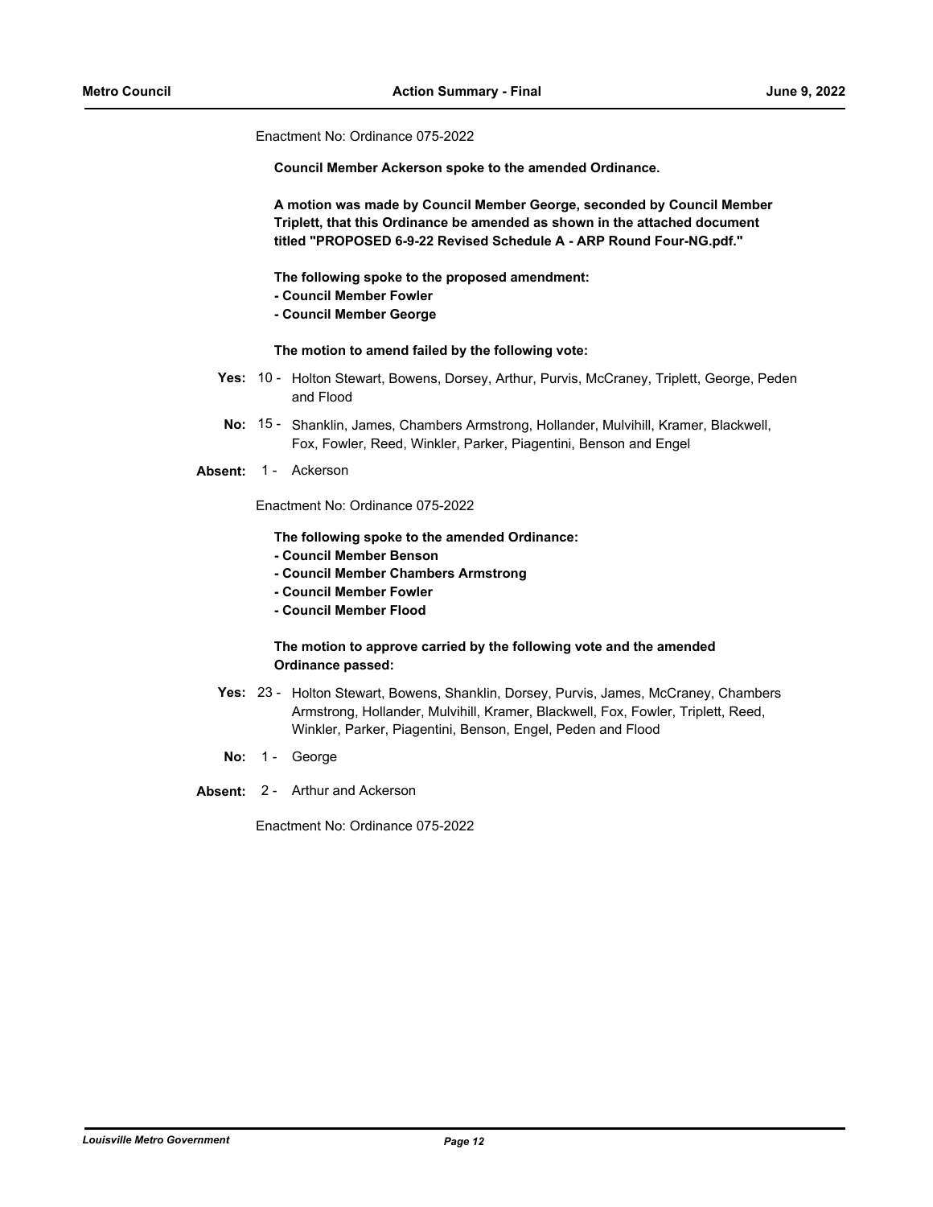Enactment No: Ordinance 075-2022

**Council Member Ackerson spoke to the amended Ordinance.**

**A motion was made by Council Member George, seconded by Council Member Triplett, that this Ordinance be amended as shown in the attached document titled "PROPOSED 6-9-22 Revised Schedule A - ARP Round Four-NG.pdf."**

**The following spoke to the proposed amendment:**
**- Council Member Fowler**
**- Council Member George**

**The motion to amend failed by the following vote:**

**Yes:** 10 - Holton Stewart, Bowens, Dorsey, Arthur, Purvis, McCraney, Triplett, George, Peden and Flood

**No:** 15 - Shanklin, James, Chambers Armstrong, Hollander, Mulvihill, Kramer, Blackwell, Fox, Fowler, Reed, Winkler, Parker, Piagentini, Benson and Engel

**Absent:** 1 - Ackerson

Enactment No: Ordinance 075-2022

**The following spoke to the amended Ordinance:**
**- Council Member Benson**
**- Council Member Chambers Armstrong**
**- Council Member Fowler**
**- Council Member Flood**

**The motion to approve carried by the following vote and the amended Ordinance passed:**

**Yes:** 23 - Holton Stewart, Bowens, Shanklin, Dorsey, Purvis, James, McCraney, Chambers Armstrong, Hollander, Mulvihill, Kramer, Blackwell, Fox, Fowler, Triplett, Reed, Winkler, Parker, Piagentini, Benson, Engel, Peden and Flood

**No:** 1 - George

**Absent:** 2 - Arthur and Ackerson

Enactment No: Ordinance 075-2022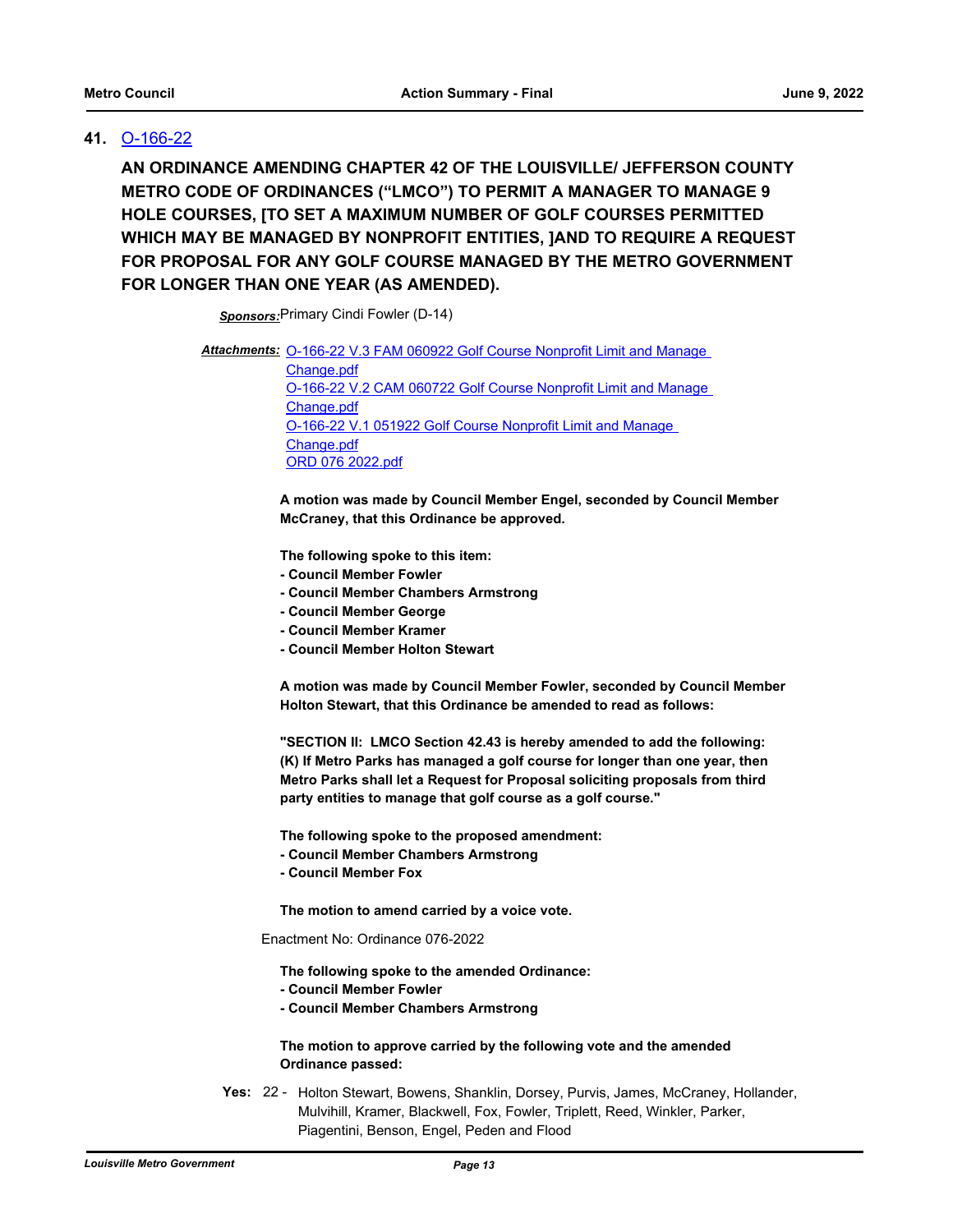**41.** O-166-22

**AN ORDINANCE AMENDING CHAPTER 42 OF THE LOUISVILLE/ JEFFERSON COUNTY METRO CODE OF ORDINANCES ("LMCO") TO PERMIT A MANAGER TO MANAGE 9 HOLE COURSES, [TO SET A MAXIMUM NUMBER OF GOLF COURSES PERMITTED WHICH MAY BE MANAGED BY NONPROFIT ENTITIES, ]AND TO REQUIRE A REQUEST FOR PROPOSAL FOR ANY GOLF COURSE MANAGED BY THE METRO GOVERNMENT FOR LONGER THAN ONE YEAR (AS AMENDED).**

***Sponsors:*** Primary Cindi Fowler (D-14)

***Attachments:*** O-166-22 V.3 FAM 060922 Golf Course Nonprofit Limit and Manage Change.pdf
O-166-22 V.2 CAM 060722 Golf Course Nonprofit Limit and Manage Change.pdf
O-166-22 V.1 051922 Golf Course Nonprofit Limit and Manage Change.pdf
ORD 076 2022.pdf

**A motion was made by Council Member Engel, seconded by Council Member McCraney, that this Ordinance be approved.**

**The following spoke to this item:**
- **Council Member Fowler**
- **Council Member Chambers Armstrong**
- **Council Member George**
- **Council Member Kramer**
- **Council Member Holton Stewart**

**A motion was made by Council Member Fowler, seconded by Council Member Holton Stewart, that this Ordinance be amended to read as follows:**

**"SECTION II: LMCO Section 42.43 is hereby amended to add the following: (K) If Metro Parks has managed a golf course for longer than one year, then Metro Parks shall let a Request for Proposal soliciting proposals from third party entities to manage that golf course as a golf course."**

**The following spoke to the proposed amendment:**
- **Council Member Chambers Armstrong**
- **Council Member Fox**

**The motion to amend carried by a voice vote.**

Enactment No: Ordinance 076-2022

**The following spoke to the amended Ordinance:**
- **Council Member Fowler**
- **Council Member Chambers Armstrong**

**The motion to approve carried by the following vote and the amended Ordinance passed:**

**Yes:** 22 - Holton Stewart, Bowens, Shanklin, Dorsey, Purvis, James, McCraney, Hollander, Mulvihill, Kramer, Blackwell, Fox, Fowler, Triplett, Reed, Winkler, Parker, Piagentini, Benson, Engel, Peden and Flood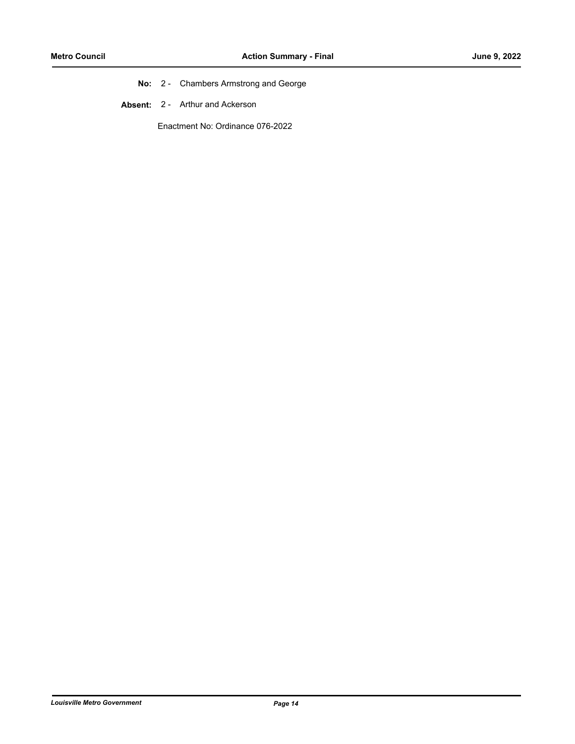**No:** 2 - Chambers Armstrong and George

**Absent:** 2 - Arthur and Ackerson

Enactment No: Ordinance 076-2022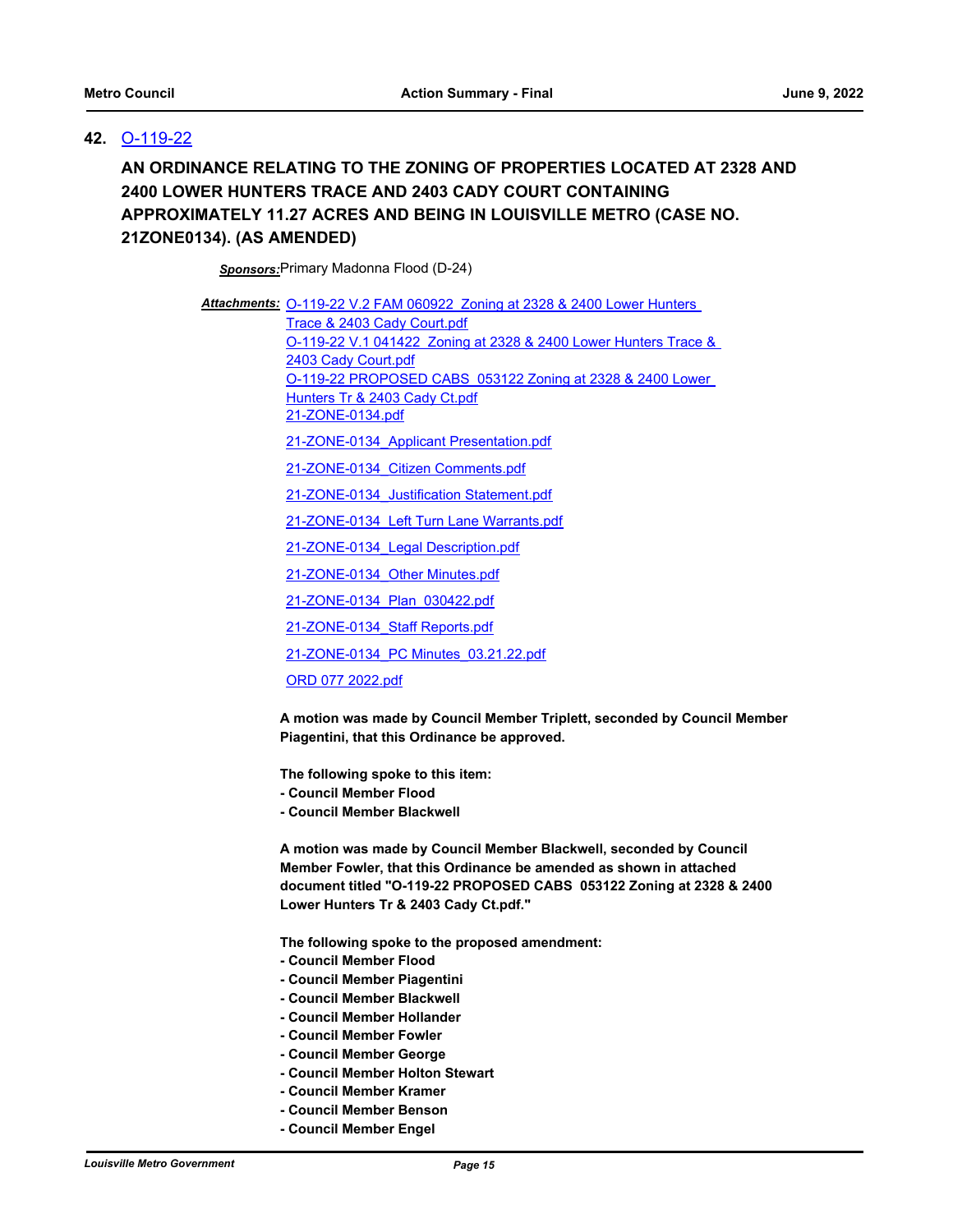**42.** O-119-22

**AN ORDINANCE RELATING TO THE ZONING OF PROPERTIES LOCATED AT 2328 AND 2400 LOWER HUNTERS TRACE AND 2403 CADY COURT CONTAINING APPROXIMATELY 11.27 ACRES AND BEING IN LOUISVILLE METRO (CASE NO. 21ZONE0134). (AS AMENDED)**

***Sponsors:*** Primary Madonna Flood (D-24)

***Attachments:*** O-119-22 V.2 FAM 060922 Zoning at 2328 & 2400 Lower Hunters Trace & 2403 Cady Court.pdf
O-119-22 V.1 041422 Zoning at 2328 & 2400 Lower Hunters Trace & 2403 Cady Court.pdf
O-119-22 PROPOSED CABS 053122 Zoning at 2328 & 2400 Lower Hunters Tr & 2403 Cady Ct.pdf
21-ZONE-0134.pdf
21-ZONE-0134_Applicant Presentation.pdf
21-ZONE-0134_Citizen Comments.pdf
21-ZONE-0134_Justification Statement.pdf
21-ZONE-0134_Left Turn Lane Warrants.pdf
21-ZONE-0134_Legal Description.pdf
21-ZONE-0134_Other Minutes.pdf
21-ZONE-0134_Plan_030422.pdf
21-ZONE-0134_Staff Reports.pdf
21-ZONE-0134_PC Minutes_03.21.22.pdf
ORD 077 2022.pdf

**A motion was made by Council Member Triplett, seconded by Council Member Piagentini, that this Ordinance be approved.**

**The following spoke to this item:**
**- Council Member Flood**
**- Council Member Blackwell**

**A motion was made by Council Member Blackwell, seconded by Council Member Fowler, that this Ordinance be amended as shown in attached document titled "O-119-22 PROPOSED CABS 053122 Zoning at 2328 & 2400 Lower Hunters Tr & 2403 Cady Ct.pdf."**

**The following spoke to the proposed amendment:**
**- Council Member Flood**
**- Council Member Piagentini**
**- Council Member Blackwell**
**- Council Member Hollander**
**- Council Member Fowler**
**- Council Member George**
**- Council Member Holton Stewart**
**- Council Member Kramer**
**- Council Member Benson**
**- Council Member Engel**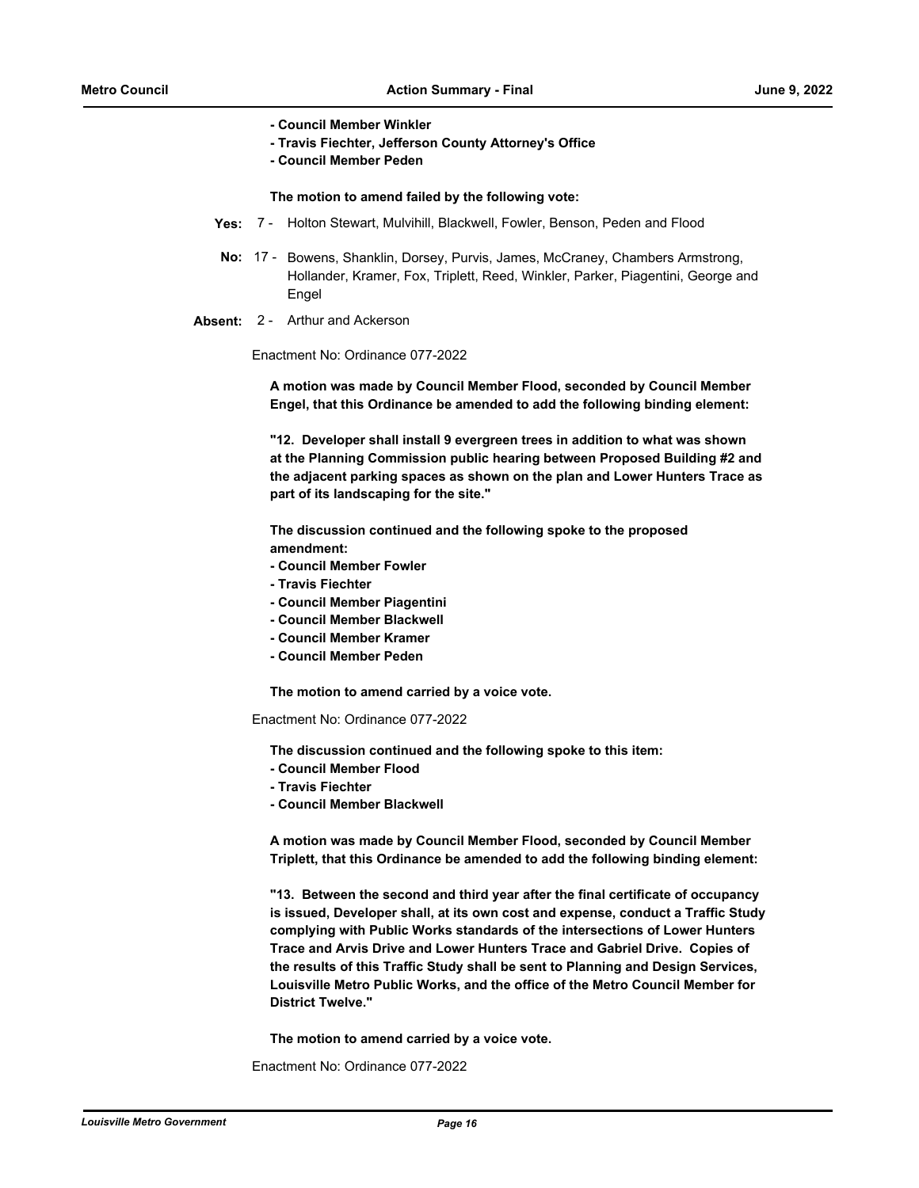**- Council Member Winkler**
**- Travis Fiechter, Jefferson County Attorney's Office**
**- Council Member Peden**

**The motion to amend failed by the following vote:**

**Yes:** 7 - Holton Stewart, Mulvihill, Blackwell, Fowler, Benson, Peden and Flood

**No:** 17 - Bowens, Shanklin, Dorsey, Purvis, James, McCraney, Chambers Armstrong, Hollander, Kramer, Fox, Triplett, Reed, Winkler, Parker, Piagentini, George and Engel

**Absent:** 2 - Arthur and Ackerson

Enactment No: Ordinance 077-2022

**A motion was made by Council Member Flood, seconded by Council Member Engel, that this Ordinance be amended to add the following binding element:**

**"12. Developer shall install 9 evergreen trees in addition to what was shown at the Planning Commission public hearing between Proposed Building #2 and the adjacent parking spaces as shown on the plan and Lower Hunters Trace as part of its landscaping for the site."**

**The discussion continued and the following spoke to the proposed amendment:**
**- Council Member Fowler**
**- Travis Fiechter**
**- Council Member Piagentini**
**- Council Member Blackwell**
**- Council Member Kramer**
**- Council Member Peden**

**The motion to amend carried by a voice vote.**

Enactment No: Ordinance 077-2022

**The discussion continued and the following spoke to this item:**
**- Council Member Flood**
**- Travis Fiechter**
**- Council Member Blackwell**

**A motion was made by Council Member Flood, seconded by Council Member Triplett, that this Ordinance be amended to add the following binding element:**

**"13. Between the second and third year after the final certificate of occupancy is issued, Developer shall, at its own cost and expense, conduct a Traffic Study complying with Public Works standards of the intersections of Lower Hunters Trace and Arvis Drive and Lower Hunters Trace and Gabriel Drive. Copies of the results of this Traffic Study shall be sent to Planning and Design Services, Louisville Metro Public Works, and the office of the Metro Council Member for District Twelve."**

**The motion to amend carried by a voice vote.**

Enactment No: Ordinance 077-2022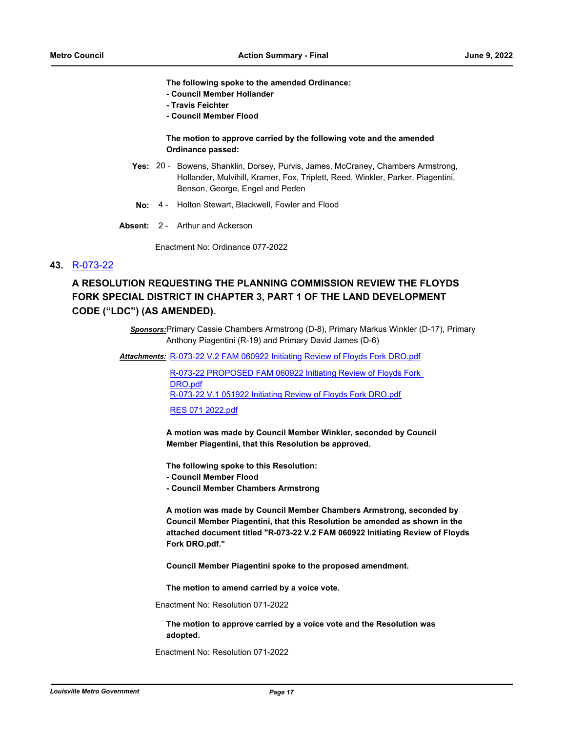**The following spoke to the amended Ordinance:**
**- Council Member Hollander**
**- Travis Feichter**
**- Council Member Flood**

**The motion to approve carried by the following vote and the amended Ordinance passed:**

**Yes:** 20 - Bowens, Shanklin, Dorsey, Purvis, James, McCraney, Chambers Armstrong, Hollander, Mulvihill, Kramer, Fox, Triplett, Reed, Winkler, Parker, Piagentini, Benson, George, Engel and Peden

**No:** 4 - Holton Stewart, Blackwell, Fowler and Flood

**Absent:** 2 - Arthur and Ackerson

Enactment No: Ordinance 077-2022

## 43. R-073-22

### A RESOLUTION REQUESTING THE PLANNING COMMISSION REVIEW THE FLOYDS FORK SPECIAL DISTRICT IN CHAPTER 3, PART 1 OF THE LAND DEVELOPMENT CODE ("LDC") (AS AMENDED).

***Sponsors:*** Primary Cassie Chambers Armstrong (D-8), Primary Markus Winkler (D-17), Primary Anthony Piagentini (R-19) and Primary David James (D-6)

***Attachments:*** R-073-22 V.2 FAM 060922 Initiating Review of Floyds Fork DRO.pdf
R-073-22 PROPOSED FAM 060922 Initiating Review of Floyds Fork DRO.pdf
R-073-22 V.1 051922 Initiating Review of Floyds Fork DRO.pdf
RES 071 2022.pdf

**A motion was made by Council Member Winkler, seconded by Council Member Piagentini, that this Resolution be approved.**

**The following spoke to this Resolution:**
**- Council Member Flood**
**- Council Member Chambers Armstrong**

**A motion was made by Council Member Chambers Armstrong, seconded by Council Member Piagentini, that this Resolution be amended as shown in the attached document titled "R-073-22 V.2 FAM 060922 Initiating Review of Floyds Fork DRO.pdf."**

**Council Member Piagentini spoke to the proposed amendment.**

**The motion to amend carried by a voice vote.**

Enactment No: Resolution 071-2022

**The motion to approve carried by a voice vote and the Resolution was adopted.**

Enactment No: Resolution 071-2022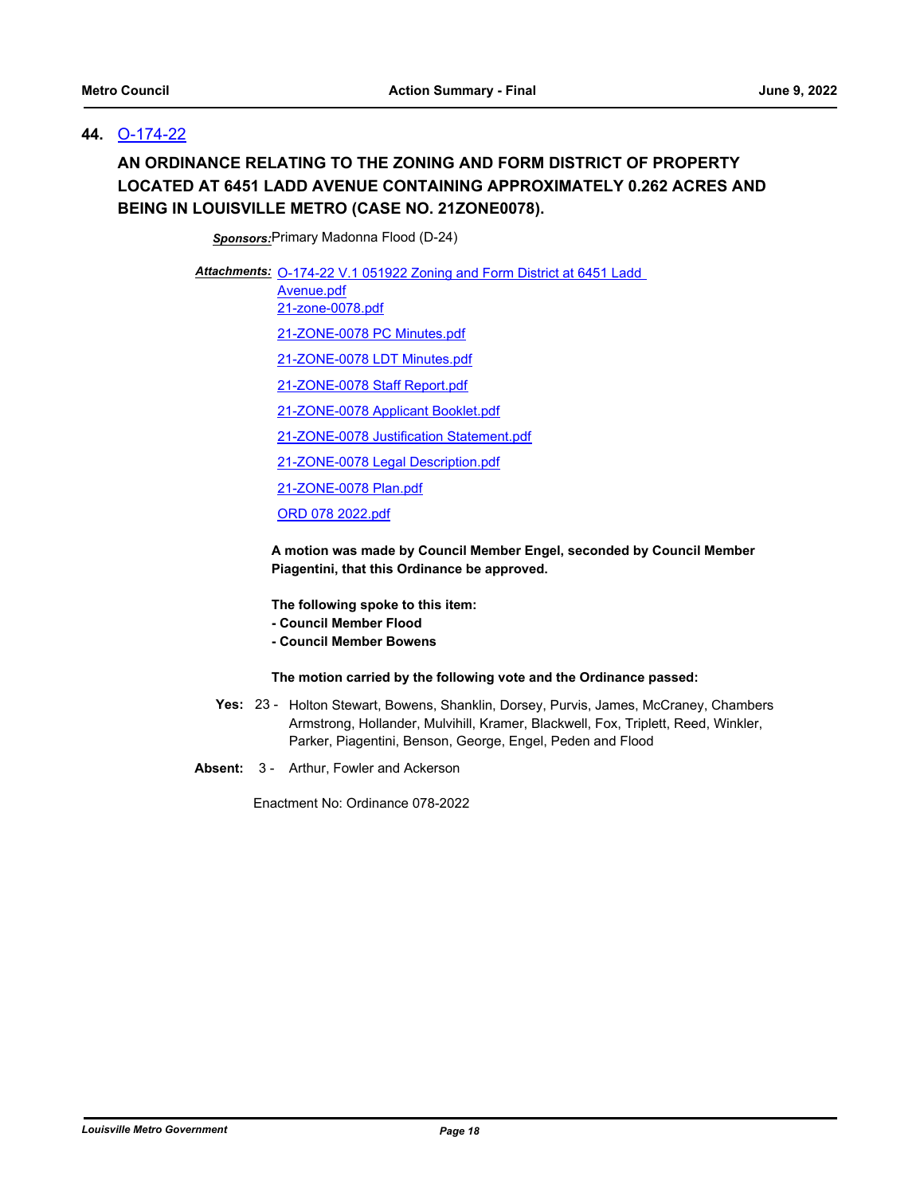**44.** O-174-22

**AN ORDINANCE RELATING TO THE ZONING AND FORM DISTRICT OF PROPERTY LOCATED AT 6451 LADD AVENUE CONTAINING APPROXIMATELY 0.262 ACRES AND BEING IN LOUISVILLE METRO (CASE NO. 21ZONE0078).**

***Sponsors:*** Primary Madonna Flood (D-24)

***Attachments:*** O-174-22 V.1 051922 Zoning and Form District at 6451 Ladd Avenue.pdf
21-zone-0078.pdf
21-ZONE-0078 PC Minutes.pdf
21-ZONE-0078 LDT Minutes.pdf
21-ZONE-0078 Staff Report.pdf
21-ZONE-0078 Applicant Booklet.pdf
21-ZONE-0078 Justification Statement.pdf
21-ZONE-0078 Legal Description.pdf
21-ZONE-0078 Plan.pdf
ORD 078 2022.pdf

**A motion was made by Council Member Engel, seconded by Council Member Piagentini, that this Ordinance be approved.**

**The following spoke to this item:**
**- Council Member Flood**
**- Council Member Bowens**

**The motion carried by the following vote and the Ordinance passed:**

**Yes:** 23 - Holton Stewart, Bowens, Shanklin, Dorsey, Purvis, James, McCraney, Chambers Armstrong, Hollander, Mulvihill, Kramer, Blackwell, Fox, Triplett, Reed, Winkler, Parker, Piagentini, Benson, George, Engel, Peden and Flood

**Absent:** 3 - Arthur, Fowler and Ackerson

Enactment No: Ordinance 078-2022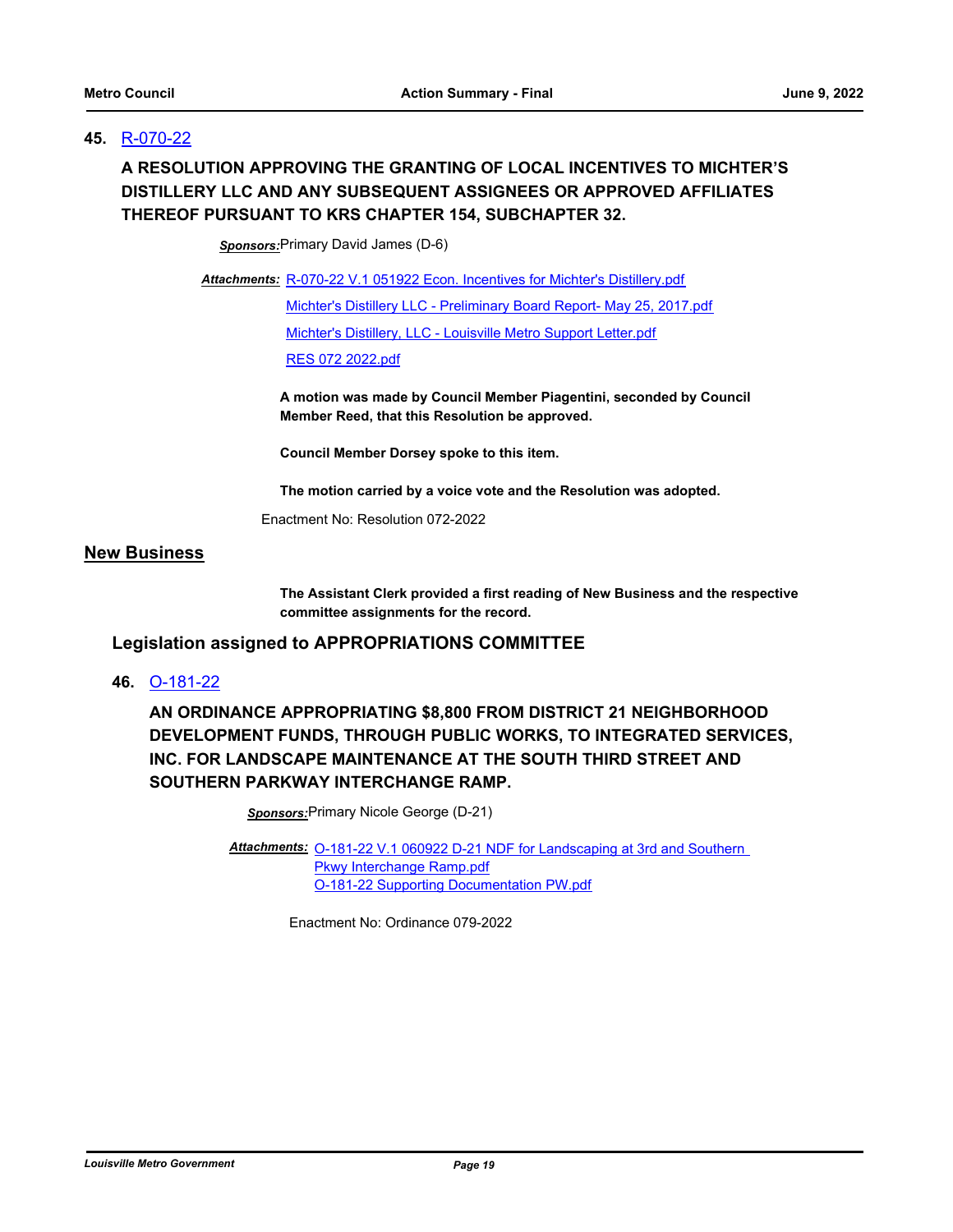**45.** R-070-22

**A RESOLUTION APPROVING THE GRANTING OF LOCAL INCENTIVES TO MICHTER'S DISTILLERY LLC AND ANY SUBSEQUENT ASSIGNEES OR APPROVED AFFILIATES THEREOF PURSUANT TO KRS CHAPTER 154, SUBCHAPTER 32.**

***Sponsors:*** Primary David James (D-6)

***Attachments:*** R-070-22 V.1 051922 Econ. Incentives for Michter's Distillery.pdf
Michter's Distillery LLC - Preliminary Board Report- May 25, 2017.pdf
Michter's Distillery, LLC - Louisville Metro Support Letter.pdf
RES 072 2022.pdf

**A motion was made by Council Member Piagentini, seconded by Council Member Reed, that this Resolution be approved.**

**Council Member Dorsey spoke to this item.**

**The motion carried by a voice vote and the Resolution was adopted.**

Enactment No: Resolution 072-2022

## New Business

**The Assistant Clerk provided a first reading of New Business and the respective committee assignments for the record.**

### Legislation assigned to APPROPRIATIONS COMMITTEE

**46.** O-181-22

**AN ORDINANCE APPROPRIATING $8,800 FROM DISTRICT 21 NEIGHBORHOOD DEVELOPMENT FUNDS, THROUGH PUBLIC WORKS, TO INTEGRATED SERVICES, INC. FOR LANDSCAPE MAINTENANCE AT THE SOUTH THIRD STREET AND SOUTHERN PARKWAY INTERCHANGE RAMP.**

***Sponsors:*** Primary Nicole George (D-21)

***Attachments:*** O-181-22 V.1 060922 D-21 NDF for Landscaping at 3rd and Southern Pkwy Interchange Ramp.pdf
O-181-22 Supporting Documentation PW.pdf

Enactment No: Ordinance 079-2022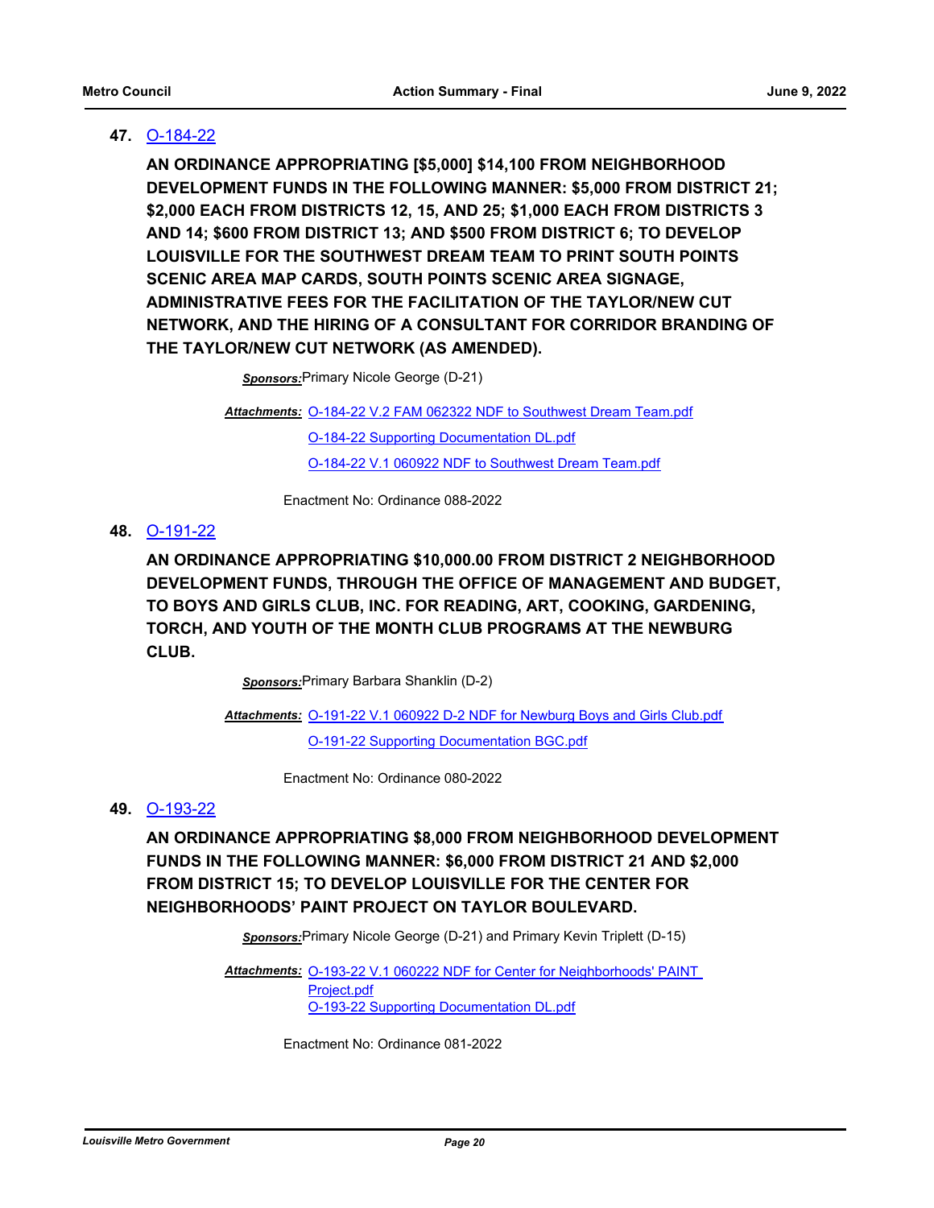**47.** O-184-22

**AN ORDINANCE APPROPRIATING [$5,000] $14,100 FROM NEIGHBORHOOD DEVELOPMENT FUNDS IN THE FOLLOWING MANNER: $5,000 FROM DISTRICT 21; $2,000 EACH FROM DISTRICTS 12, 15, AND 25; $1,000 EACH FROM DISTRICTS 3 AND 14; $600 FROM DISTRICT 13; AND $500 FROM DISTRICT 6; TO DEVELOP LOUISVILLE FOR THE SOUTHWEST DREAM TEAM TO PRINT SOUTH POINTS SCENIC AREA MAP CARDS, SOUTH POINTS SCENIC AREA SIGNAGE, ADMINISTRATIVE FEES FOR THE FACILITATION OF THE TAYLOR/NEW CUT NETWORK, AND THE HIRING OF A CONSULTANT FOR CORRIDOR BRANDING OF THE TAYLOR/NEW CUT NETWORK (AS AMENDED).**

***Sponsors:*** Primary Nicole George (D-21)

***Attachments:*** O-184-22 V.2 FAM 062322 NDF to Southwest Dream Team.pdf
O-184-22 Supporting Documentation DL.pdf
O-184-22 V.1 060922 NDF to Southwest Dream Team.pdf

Enactment No: Ordinance 088-2022

**48.** O-191-22

**AN ORDINANCE APPROPRIATING $10,000.00 FROM DISTRICT 2 NEIGHBORHOOD DEVELOPMENT FUNDS, THROUGH THE OFFICE OF MANAGEMENT AND BUDGET, TO BOYS AND GIRLS CLUB, INC. FOR READING, ART, COOKING, GARDENING, TORCH, AND YOUTH OF THE MONTH CLUB PROGRAMS AT THE NEWBURG CLUB.**

***Sponsors:*** Primary Barbara Shanklin (D-2)

***Attachments:*** O-191-22 V.1 060922 D-2 NDF for Newburg Boys and Girls Club.pdf
O-191-22 Supporting Documentation BGC.pdf

Enactment No: Ordinance 080-2022

**49.** O-193-22

**AN ORDINANCE APPROPRIATING $8,000 FROM NEIGHBORHOOD DEVELOPMENT FUNDS IN THE FOLLOWING MANNER: $6,000 FROM DISTRICT 21 AND $2,000 FROM DISTRICT 15; TO DEVELOP LOUISVILLE FOR THE CENTER FOR NEIGHBORHOODS' PAINT PROJECT ON TAYLOR BOULEVARD.**

***Sponsors:*** Primary Nicole George (D-21) and Primary Kevin Triplett (D-15)

***Attachments:*** O-193-22 V.1 060222 NDF for Center for Neighborhoods' PAINT Project.pdf
O-193-22 Supporting Documentation DL.pdf

Enactment No: Ordinance 081-2022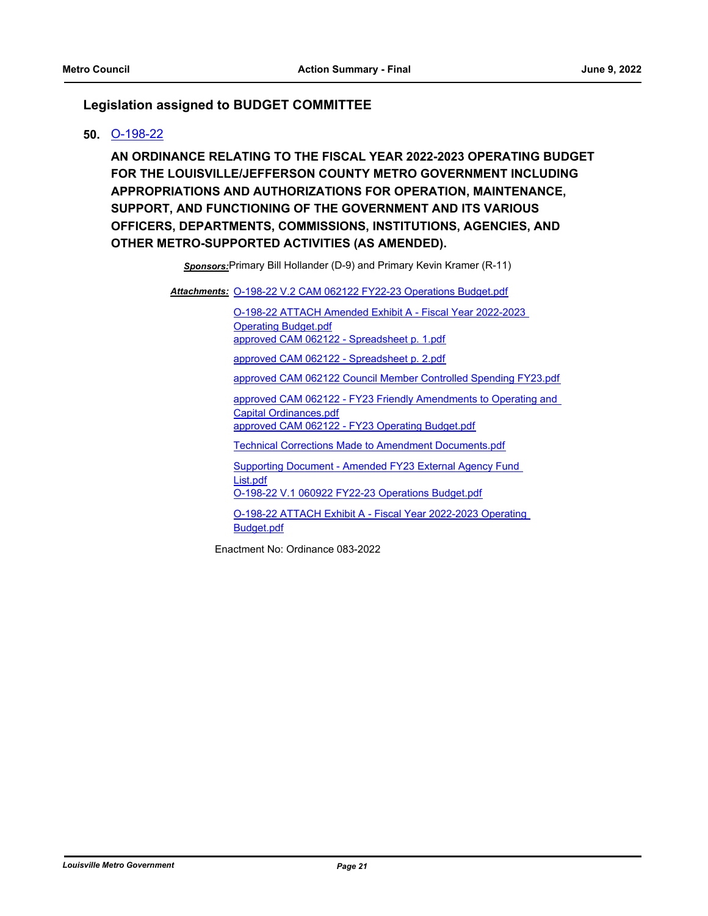## Legislation assigned to BUDGET COMMITTEE

**50.** O-198-22

**AN ORDINANCE RELATING TO THE FISCAL YEAR 2022-2023 OPERATING BUDGET FOR THE LOUISVILLE/JEFFERSON COUNTY METRO GOVERNMENT INCLUDING APPROPRIATIONS AND AUTHORIZATIONS FOR OPERATION, MAINTENANCE, SUPPORT, AND FUNCTIONING OF THE GOVERNMENT AND ITS VARIOUS OFFICERS, DEPARTMENTS, COMMISSIONS, INSTITUTIONS, AGENCIES, AND OTHER METRO-SUPPORTED ACTIVITIES (AS AMENDED).**

***Sponsors:*** Primary Bill Hollander (D-9) and Primary Kevin Kramer (R-11)

***Attachments:***
- O-198-22 V.2 CAM 062122 FY22-23 Operations Budget.pdf
- O-198-22 ATTACH Amended Exhibit A - Fiscal Year 2022-2023 Operating Budget.pdf
- approved CAM 062122 - Spreadsheet p. 1.pdf
- approved CAM 062122 - Spreadsheet p. 2.pdf
- approved CAM 062122 Council Member Controlled Spending FY23.pdf
- approved CAM 062122 - FY23 Friendly Amendments to Operating and Capital Ordinances.pdf
- approved CAM 062122 - FY23 Operating Budget.pdf
- Technical Corrections Made to Amendment Documents.pdf
- Supporting Document - Amended FY23 External Agency Fund List.pdf
- O-198-22 V.1 060922 FY22-23 Operations Budget.pdf
- O-198-22 ATTACH Exhibit A - Fiscal Year 2022-2023 Operating Budget.pdf

Enactment No: Ordinance 083-2022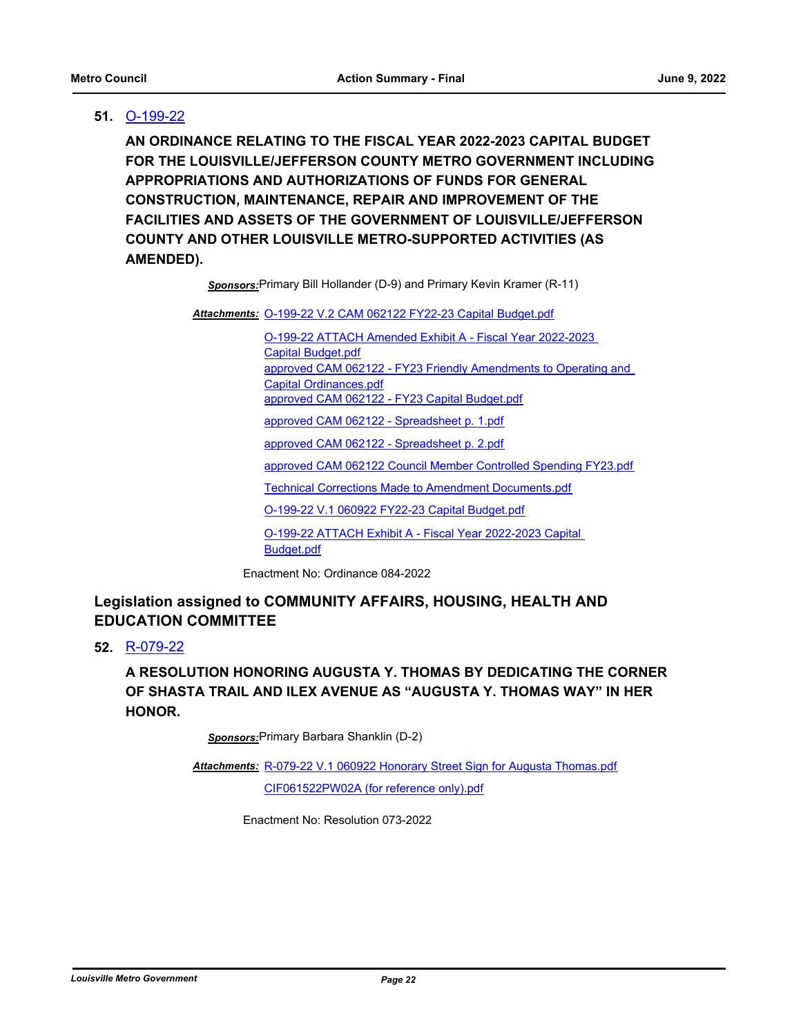**51.** O-199-22

**AN ORDINANCE RELATING TO THE FISCAL YEAR 2022-2023 CAPITAL BUDGET FOR THE LOUISVILLE/JEFFERSON COUNTY METRO GOVERNMENT INCLUDING APPROPRIATIONS AND AUTHORIZATIONS OF FUNDS FOR GENERAL CONSTRUCTION, MAINTENANCE, REPAIR AND IMPROVEMENT OF THE FACILITIES AND ASSETS OF THE GOVERNMENT OF LOUISVILLE/JEFFERSON COUNTY AND OTHER LOUISVILLE METRO-SUPPORTED ACTIVITIES (AS AMENDED).**

***Sponsors:*** Primary Bill Hollander (D-9) and Primary Kevin Kramer (R-11)

***Attachments:*** O-199-22 V.2 CAM 062122 FY22-23 Capital Budget.pdf

O-199-22 ATTACH Amended Exhibit A - Fiscal Year 2022-2023 Capital Budget.pdf

approved CAM 062122 - FY23 Friendly Amendments to Operating and Capital Ordinances.pdf

approved CAM 062122 - FY23 Capital Budget.pdf

approved CAM 062122 - Spreadsheet p. 1.pdf

approved CAM 062122 - Spreadsheet p. 2.pdf

approved CAM 062122 Council Member Controlled Spending FY23.pdf

Technical Corrections Made to Amendment Documents.pdf

O-199-22 V.1 060922 FY22-23 Capital Budget.pdf

O-199-22 ATTACH Exhibit A - Fiscal Year 2022-2023 Capital Budget.pdf

Enactment No: Ordinance 084-2022

## Legislation assigned to COMMUNITY AFFAIRS, HOUSING, HEALTH AND EDUCATION COMMITTEE

**52.** R-079-22

**A RESOLUTION HONORING AUGUSTA Y. THOMAS BY DEDICATING THE CORNER OF SHASTA TRAIL AND ILEX AVENUE AS "AUGUSTA Y. THOMAS WAY" IN HER HONOR.**

***Sponsors:*** Primary Barbara Shanklin (D-2)

***Attachments:*** R-079-22 V.1 060922 Honorary Street Sign for Augusta Thomas.pdf

CIF061522PW02A (for reference only).pdf

Enactment No: Resolution 073-2022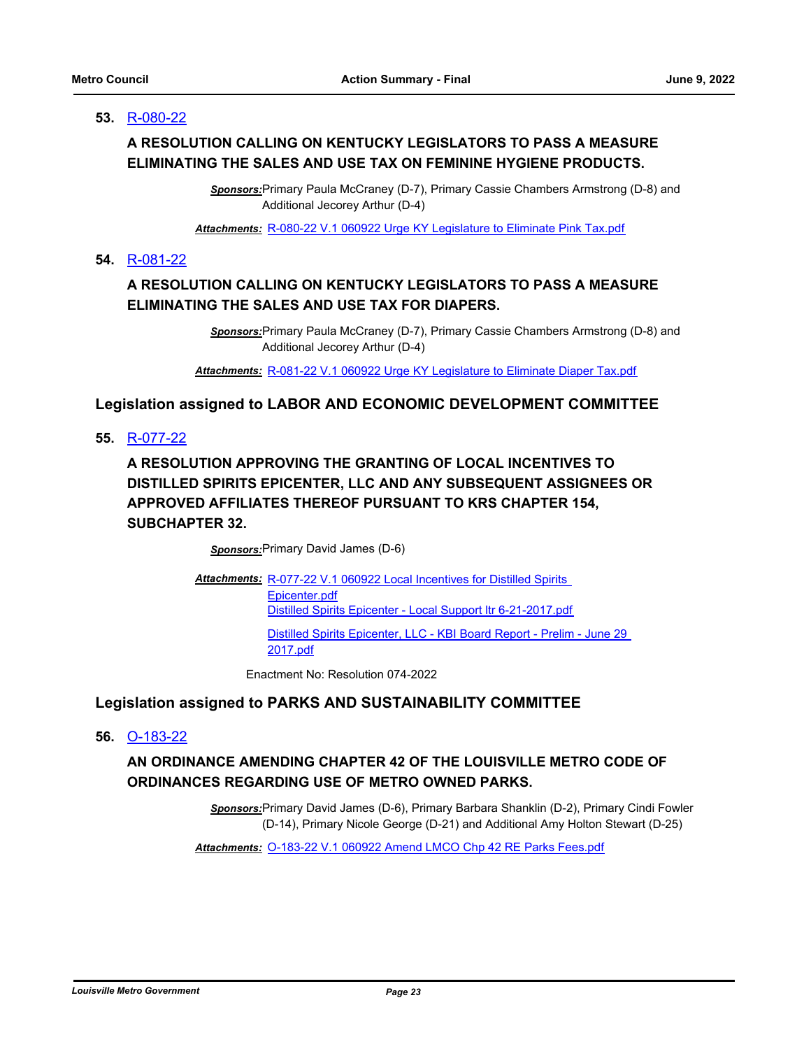**53.** [R-080-22]

**A RESOLUTION CALLING ON KENTUCKY LEGISLATORS TO PASS A MEASURE ELIMINATING THE SALES AND USE TAX ON FEMININE HYGIENE PRODUCTS.**

***Sponsors:*** Primary Paula McCraney (D-7), Primary Cassie Chambers Armstrong (D-8) and Additional Jecorey Arthur (D-4)

***Attachments:*** R-080-22 V.1 060922 Urge KY Legislature to Eliminate Pink Tax.pdf

**54.** [R-081-22]

**A RESOLUTION CALLING ON KENTUCKY LEGISLATORS TO PASS A MEASURE ELIMINATING THE SALES AND USE TAX FOR DIAPERS.**

***Sponsors:*** Primary Paula McCraney (D-7), Primary Cassie Chambers Armstrong (D-8) and Additional Jecorey Arthur (D-4)

***Attachments:*** R-081-22 V.1 060922 Urge KY Legislature to Eliminate Diaper Tax.pdf

## Legislation assigned to LABOR AND ECONOMIC DEVELOPMENT COMMITTEE

**55.** [R-077-22]

**A RESOLUTION APPROVING THE GRANTING OF LOCAL INCENTIVES TO DISTILLED SPIRITS EPICENTER, LLC AND ANY SUBSEQUENT ASSIGNEES OR APPROVED AFFILIATES THEREOF PURSUANT TO KRS CHAPTER 154, SUBCHAPTER 32.**

***Sponsors:*** Primary David James (D-6)

***Attachments:*** R-077-22 V.1 060922 Local Incentives for Distilled Spirits Epicenter.pdf
Distilled Spirits Epicenter - Local Support ltr 6-21-2017.pdf
Distilled Spirits Epicenter, LLC - KBI Board Report - Prelim - June 29 2017.pdf

Enactment No: Resolution 074-2022

## Legislation assigned to PARKS AND SUSTAINABILITY COMMITTEE

**56.** [O-183-22]

**AN ORDINANCE AMENDING CHAPTER 42 OF THE LOUISVILLE METRO CODE OF ORDINANCES REGARDING USE OF METRO OWNED PARKS.**

***Sponsors:*** Primary David James (D-6), Primary Barbara Shanklin (D-2), Primary Cindi Fowler (D-14), Primary Nicole George (D-21) and Additional Amy Holton Stewart (D-25)

***Attachments:*** O-183-22 V.1 060922 Amend LMCO Chp 42 RE Parks Fees.pdf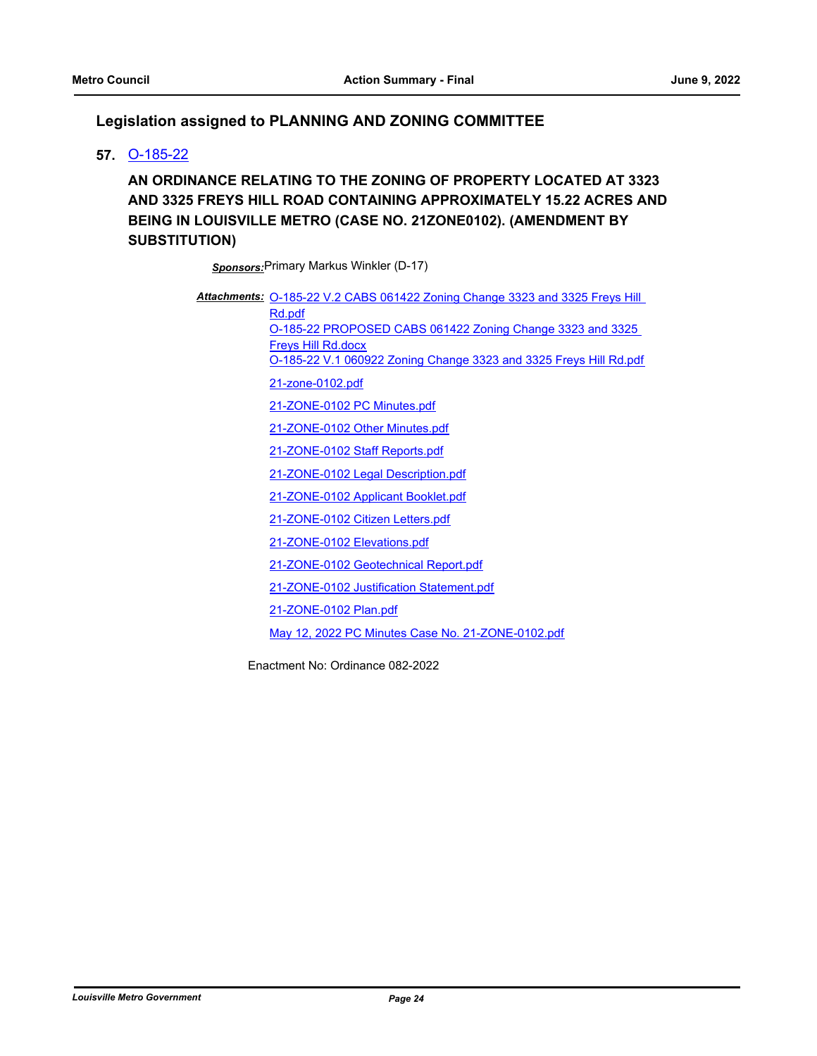## Legislation assigned to PLANNING AND ZONING COMMITTEE

**57.** O-185-22

**AN ORDINANCE RELATING TO THE ZONING OF PROPERTY LOCATED AT 3323 AND 3325 FREYS HILL ROAD CONTAINING APPROXIMATELY 15.22 ACRES AND BEING IN LOUISVILLE METRO (CASE NO. 21ZONE0102). (AMENDMENT BY SUBSTITUTION)**

***Sponsors:*** Primary Markus Winkler (D-17)

***Attachments:*** O-185-22 V.2 CABS 061422 Zoning Change 3323 and 3325 Freys Hill Rd.pdf
O-185-22 PROPOSED CABS 061422 Zoning Change 3323 and 3325 Freys Hill Rd.docx
O-185-22 V.1 060922 Zoning Change 3323 and 3325 Freys Hill Rd.pdf
21-zone-0102.pdf
21-ZONE-0102 PC Minutes.pdf
21-ZONE-0102 Other Minutes.pdf
21-ZONE-0102 Staff Reports.pdf
21-ZONE-0102 Legal Description.pdf
21-ZONE-0102 Applicant Booklet.pdf
21-ZONE-0102 Citizen Letters.pdf
21-ZONE-0102 Elevations.pdf
21-ZONE-0102 Geotechnical Report.pdf
21-ZONE-0102 Justification Statement.pdf
21-ZONE-0102 Plan.pdf
May 12, 2022 PC Minutes Case No. 21-ZONE-0102.pdf

Enactment No: Ordinance 082-2022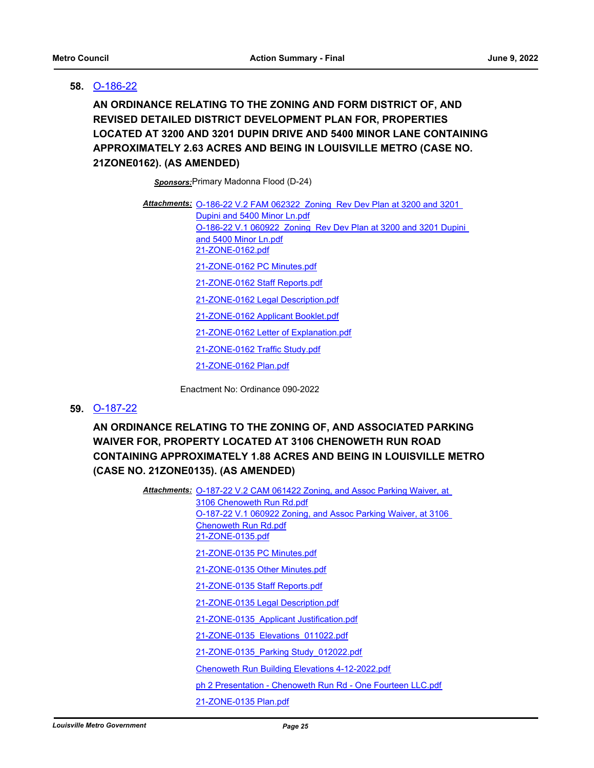**58.** O-186-22

**AN ORDINANCE RELATING TO THE ZONING AND FORM DISTRICT OF, AND REVISED DETAILED DISTRICT DEVELOPMENT PLAN FOR, PROPERTIES LOCATED AT 3200 AND 3201 DUPIN DRIVE AND 5400 MINOR LANE CONTAINING APPROXIMATELY 2.63 ACRES AND BEING IN LOUISVILLE METRO (CASE NO. 21ZONE0162). (AS AMENDED)**

***Sponsors:*** Primary Madonna Flood (D-24)

***Attachments:*** O-186-22 V.2 FAM 062322 Zoning Rev Dev Plan at 3200 and 3201 Dupini and 5400 Minor Ln.pdf
O-186-22 V.1 060922 Zoning Rev Dev Plan at 3200 and 3201 Dupini and 5400 Minor Ln.pdf
21-ZONE-0162.pdf
21-ZONE-0162 PC Minutes.pdf
21-ZONE-0162 Staff Reports.pdf
21-ZONE-0162 Legal Description.pdf
21-ZONE-0162 Applicant Booklet.pdf
21-ZONE-0162 Letter of Explanation.pdf
21-ZONE-0162 Traffic Study.pdf
21-ZONE-0162 Plan.pdf

Enactment No: Ordinance 090-2022

**59.** O-187-22

**AN ORDINANCE RELATING TO THE ZONING OF, AND ASSOCIATED PARKING WAIVER FOR, PROPERTY LOCATED AT 3106 CHENOWETH RUN ROAD CONTAINING APPROXIMATELY 1.88 ACRES AND BEING IN LOUISVILLE METRO (CASE NO. 21ZONE0135). (AS AMENDED)**

***Attachments:*** O-187-22 V.2 CAM 061422 Zoning, and Assoc Parking Waiver, at 3106 Chenoweth Run Rd.pdf
O-187-22 V.1 060922 Zoning, and Assoc Parking Waiver, at 3106 Chenoweth Run Rd.pdf
21-ZONE-0135.pdf
21-ZONE-0135 PC Minutes.pdf
21-ZONE-0135 Other Minutes.pdf
21-ZONE-0135 Staff Reports.pdf
21-ZONE-0135 Legal Description.pdf
21-ZONE-0135_Applicant Justification.pdf
21-ZONE-0135_Elevations_011022.pdf
21-ZONE-0135_Parking Study_012022.pdf
Chenoweth Run Building Elevations 4-12-2022.pdf
ph 2 Presentation - Chenoweth Run Rd - One Fourteen LLC.pdf
21-ZONE-0135 Plan.pdf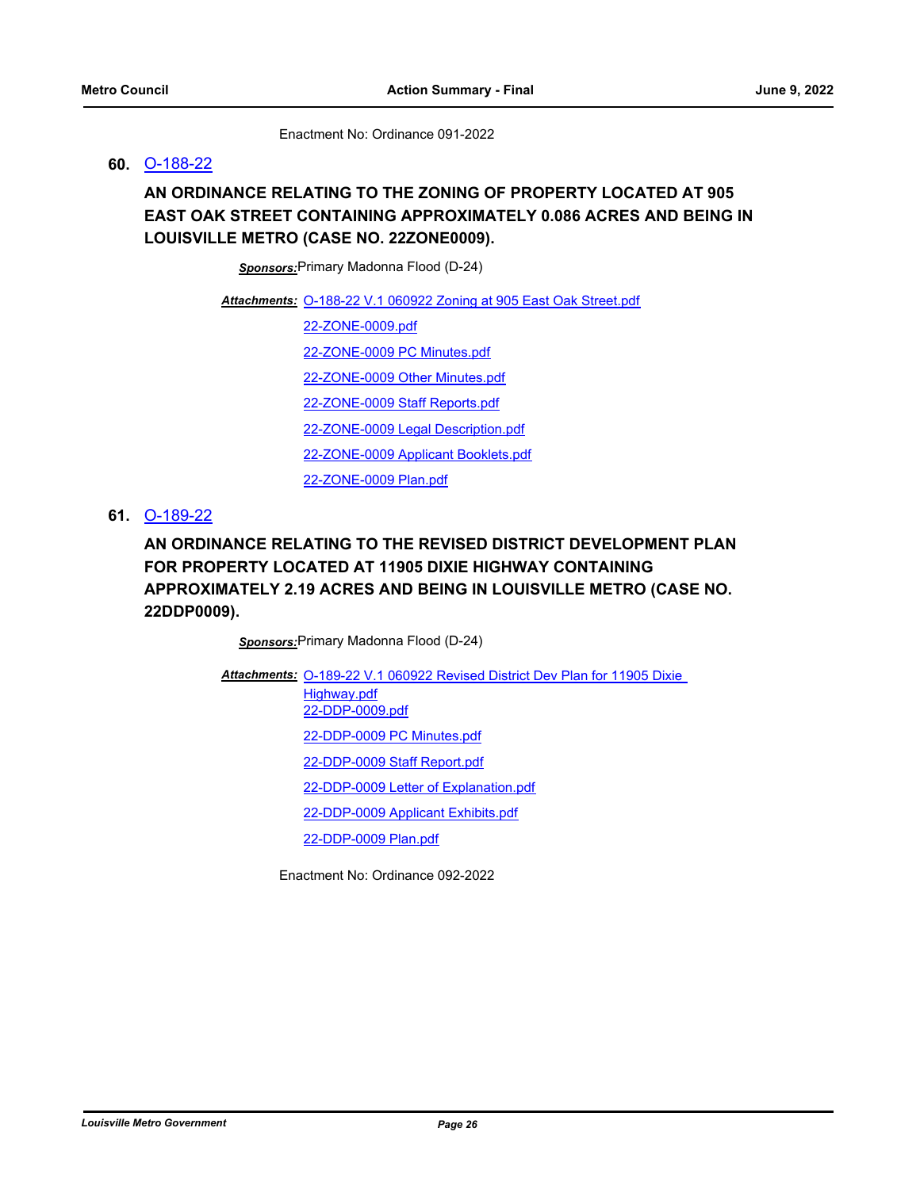Enactment No: Ordinance 091-2022

**60.** [O-188-22]

**AN ORDINANCE RELATING TO THE ZONING OF PROPERTY LOCATED AT 905 EAST OAK STREET CONTAINING APPROXIMATELY 0.086 ACRES AND BEING IN LOUISVILLE METRO (CASE NO. 22ZONE0009).**

***Sponsors:*** Primary Madonna Flood (D-24)

***Attachments:*** O-188-22 V.1 060922 Zoning at 905 East Oak Street.pdf
22-ZONE-0009.pdf
22-ZONE-0009 PC Minutes.pdf
22-ZONE-0009 Other Minutes.pdf
22-ZONE-0009 Staff Reports.pdf
22-ZONE-0009 Legal Description.pdf
22-ZONE-0009 Applicant Booklets.pdf
22-ZONE-0009 Plan.pdf

**61.** [O-189-22]

**AN ORDINANCE RELATING TO THE REVISED DISTRICT DEVELOPMENT PLAN FOR PROPERTY LOCATED AT 11905 DIXIE HIGHWAY CONTAINING APPROXIMATELY 2.19 ACRES AND BEING IN LOUISVILLE METRO (CASE NO. 22DDP0009).**

***Sponsors:*** Primary Madonna Flood (D-24)

***Attachments:*** O-189-22 V.1 060922 Revised District Dev Plan for 11905 Dixie Highway.pdf
22-DDP-0009.pdf
22-DDP-0009 PC Minutes.pdf
22-DDP-0009 Staff Report.pdf
22-DDP-0009 Letter of Explanation.pdf
22-DDP-0009 Applicant Exhibits.pdf
22-DDP-0009 Plan.pdf

Enactment No: Ordinance 092-2022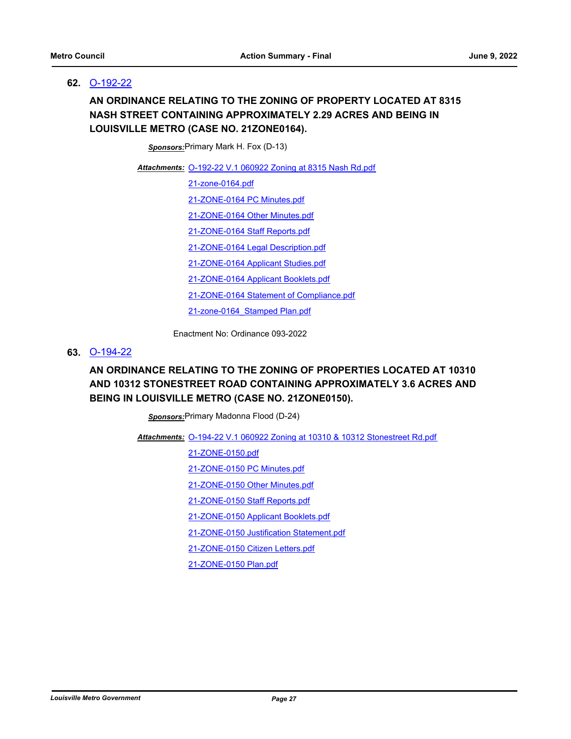**62.** O-192-22

**AN ORDINANCE RELATING TO THE ZONING OF PROPERTY LOCATED AT 8315 NASH STREET CONTAINING APPROXIMATELY 2.29 ACRES AND BEING IN LOUISVILLE METRO (CASE NO. 21ZONE0164).**

***Sponsors:*** Primary Mark H. Fox (D-13)

***Attachments:*** O-192-22 V.1 060922 Zoning at 8315 Nash Rd.pdf
21-zone-0164.pdf
21-ZONE-0164 PC Minutes.pdf
21-ZONE-0164 Other Minutes.pdf
21-ZONE-0164 Staff Reports.pdf
21-ZONE-0164 Legal Description.pdf
21-ZONE-0164 Applicant Studies.pdf
21-ZONE-0164 Applicant Booklets.pdf
21-ZONE-0164 Statement of Compliance.pdf
21-zone-0164_Stamped Plan.pdf

Enactment No: Ordinance 093-2022

**63.** O-194-22

**AN ORDINANCE RELATING TO THE ZONING OF PROPERTIES LOCATED AT 10310 AND 10312 STONESTREET ROAD CONTAINING APPROXIMATELY 3.6 ACRES AND BEING IN LOUISVILLE METRO (CASE NO. 21ZONE0150).**

***Sponsors:*** Primary Madonna Flood (D-24)

***Attachments:*** O-194-22 V.1 060922 Zoning at 10310 & 10312 Stonestreet Rd.pdf
21-ZONE-0150.pdf
21-ZONE-0150 PC Minutes.pdf
21-ZONE-0150 Other Minutes.pdf
21-ZONE-0150 Staff Reports.pdf
21-ZONE-0150 Applicant Booklets.pdf
21-ZONE-0150 Justification Statement.pdf
21-ZONE-0150 Citizen Letters.pdf
21-ZONE-0150 Plan.pdf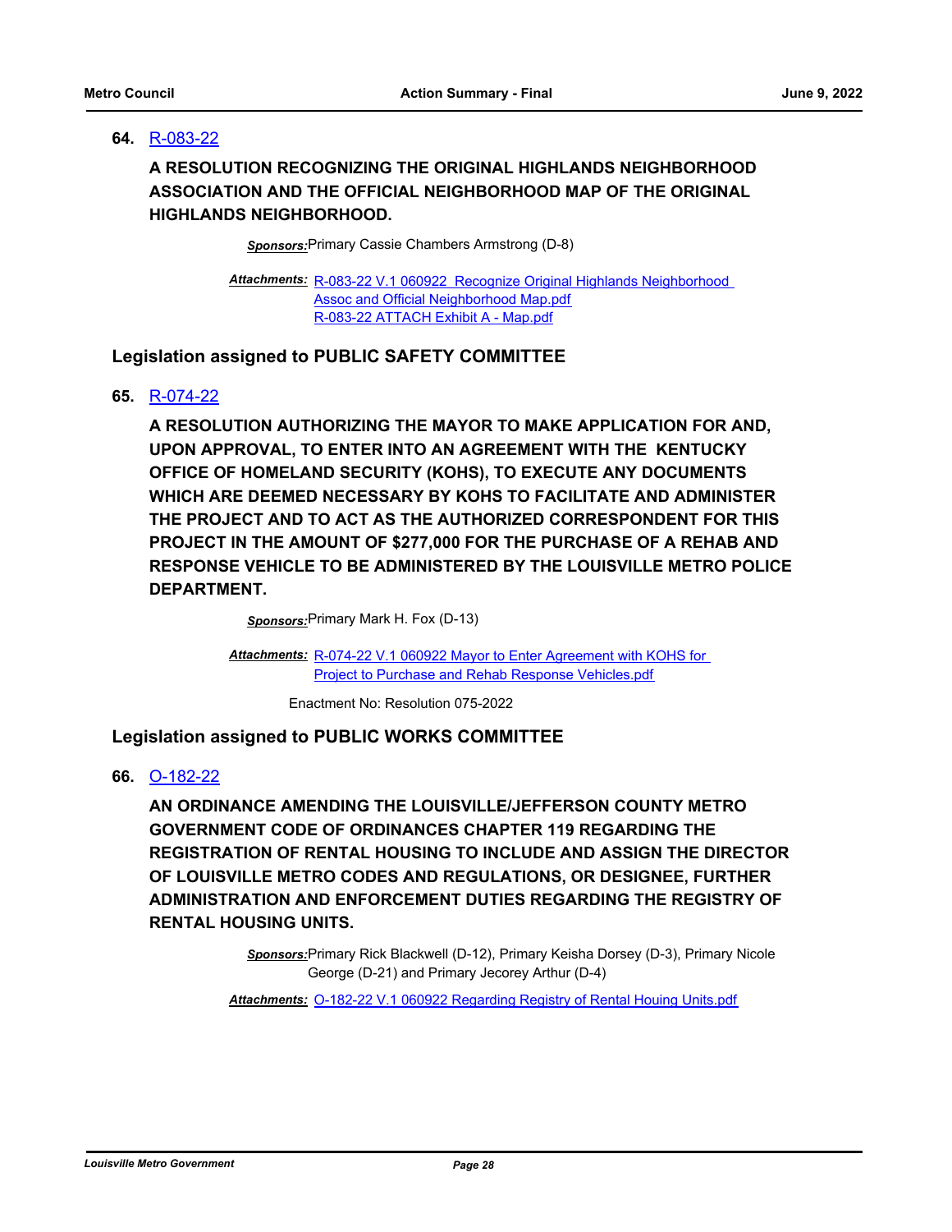**64. R-083-22**

**A RESOLUTION RECOGNIZING THE ORIGINAL HIGHLANDS NEIGHBORHOOD ASSOCIATION AND THE OFFICIAL NEIGHBORHOOD MAP OF THE ORIGINAL HIGHLANDS NEIGHBORHOOD.**

***Sponsors:*** Primary Cassie Chambers Armstrong (D-8)

***Attachments:*** R-083-22 V.1 060922 Recognize Original Highlands Neighborhood Assoc and Official Neighborhood Map.pdf
R-083-22 ATTACH Exhibit A - Map.pdf

## Legislation assigned to PUBLIC SAFETY COMMITTEE

**65. R-074-22**

**A RESOLUTION AUTHORIZING THE MAYOR TO MAKE APPLICATION FOR AND, UPON APPROVAL, TO ENTER INTO AN AGREEMENT WITH THE KENTUCKY OFFICE OF HOMELAND SECURITY (KOHS), TO EXECUTE ANY DOCUMENTS WHICH ARE DEEMED NECESSARY BY KOHS TO FACILITATE AND ADMINISTER THE PROJECT AND TO ACT AS THE AUTHORIZED CORRESPONDENT FOR THIS PROJECT IN THE AMOUNT OF $277,000 FOR THE PURCHASE OF A REHAB AND RESPONSE VEHICLE TO BE ADMINISTERED BY THE LOUISVILLE METRO POLICE DEPARTMENT.**

***Sponsors:*** Primary Mark H. Fox (D-13)

***Attachments:*** R-074-22 V.1 060922 Mayor to Enter Agreement with KOHS for Project to Purchase and Rehab Response Vehicles.pdf

Enactment No: Resolution 075-2022

## Legislation assigned to PUBLIC WORKS COMMITTEE

**66. O-182-22**

**AN ORDINANCE AMENDING THE LOUISVILLE/JEFFERSON COUNTY METRO GOVERNMENT CODE OF ORDINANCES CHAPTER 119 REGARDING THE REGISTRATION OF RENTAL HOUSING TO INCLUDE AND ASSIGN THE DIRECTOR OF LOUISVILLE METRO CODES AND REGULATIONS, OR DESIGNEE, FURTHER ADMINISTRATION AND ENFORCEMENT DUTIES REGARDING THE REGISTRY OF RENTAL HOUSING UNITS.**

***Sponsors:*** Primary Rick Blackwell (D-12), Primary Keisha Dorsey (D-3), Primary Nicole George (D-21) and Primary Jecorey Arthur (D-4)

***Attachments:*** O-182-22 V.1 060922 Regarding Registry of Rental Houing Units.pdf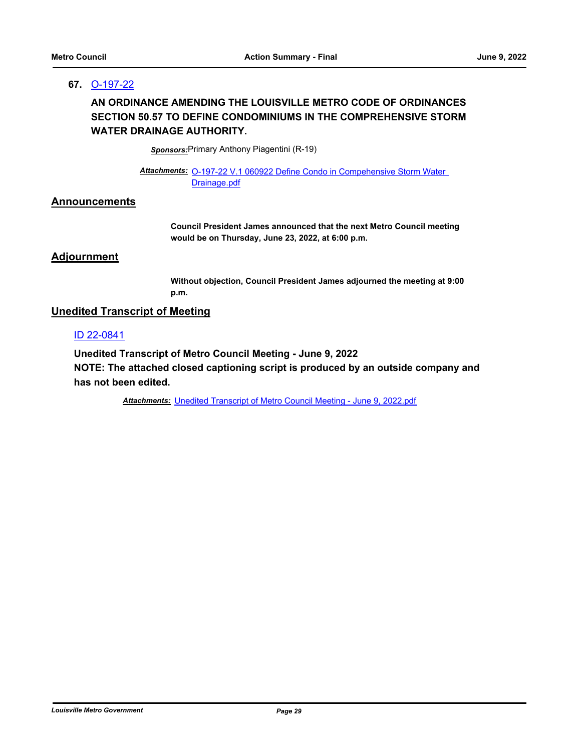**67.** O-197-22

**AN ORDINANCE AMENDING THE LOUISVILLE METRO CODE OF ORDINANCES SECTION 50.57 TO DEFINE CONDOMINIUMS IN THE COMPREHENSIVE STORM WATER DRAINAGE AUTHORITY.**

***Sponsors:*** Primary Anthony Piagentini (R-19)

***Attachments:*** O-197-22 V.1 060922 Define Condo in Compehensive Storm Water Drainage.pdf

## Announcements

**Council President James announced that the next Metro Council meeting would be on Thursday, June 23, 2022, at 6:00 p.m.**

## Adjournment

**Without objection, Council President James adjourned the meeting at 9:00 p.m.**

## Unedited Transcript of Meeting

ID 22-0841

**Unedited Transcript of Metro Council Meeting - June 9, 2022**
**NOTE: The attached closed captioning script is produced by an outside company and has not been edited.**

***Attachments:*** Unedited Transcript of Metro Council Meeting - June 9, 2022.pdf